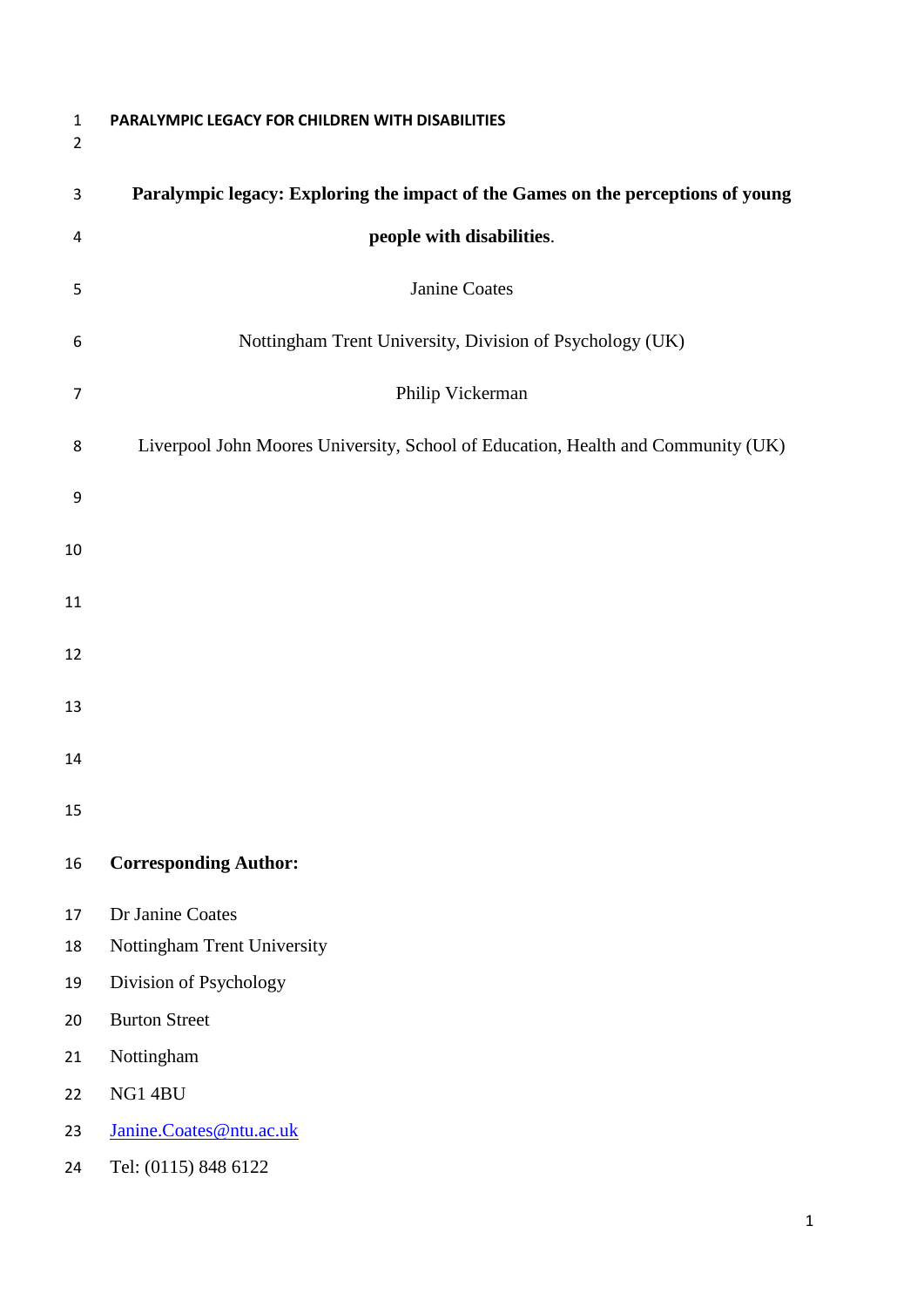PARALYMPIC LEGACY FOR CHILDREN WITH DISABILITIES

# Paralympic legacy: Exploring the impact of the Games on the perceptions of young people with disabilities.

Janine Coates

Nottingham Trent University, Division of Psychology (UK)

Philip Vickerman

Liverpool John Moores University, School of Education, Health and Community (UK)

**Corresponding Author:**

Dr Janine Coates
Nottingham Trent University
Division of Psychology
Burton Street
Nottingham
NG1 4BU
Janine.Coates@ntu.ac.uk
Tel: (0115) 848 6122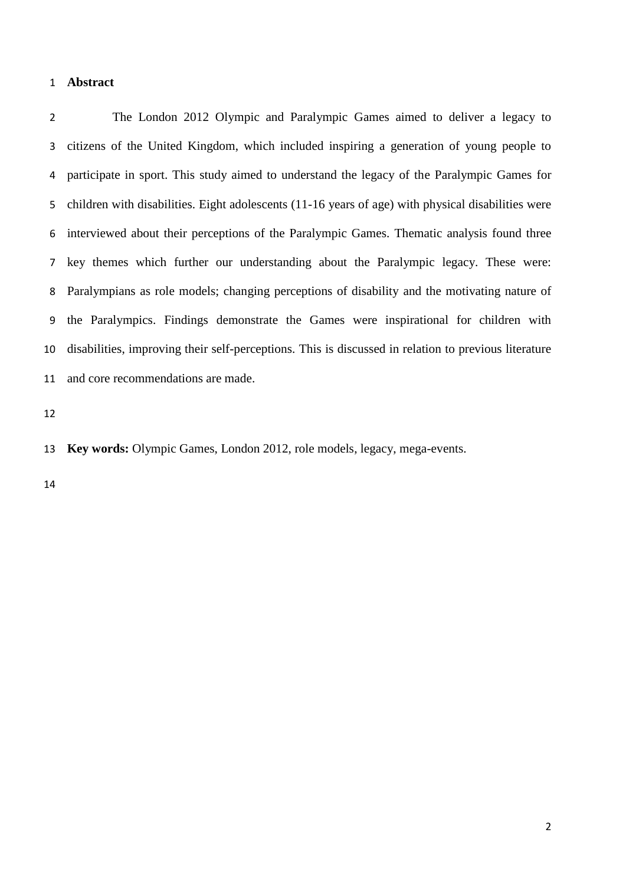## Abstract

The London 2012 Olympic and Paralympic Games aimed to deliver a legacy to citizens of the United Kingdom, which included inspiring a generation of young people to participate in sport. This study aimed to understand the legacy of the Paralympic Games for children with disabilities. Eight adolescents (11-16 years of age) with physical disabilities were interviewed about their perceptions of the Paralympic Games. Thematic analysis found three key themes which further our understanding about the Paralympic legacy. These were: Paralympians as role models; changing perceptions of disability and the motivating nature of the Paralympics. Findings demonstrate the Games were inspirational for children with disabilities, improving their self-perceptions. This is discussed in relation to previous literature and core recommendations are made.

**Key words:** Olympic Games, London 2012, role models, legacy, mega-events.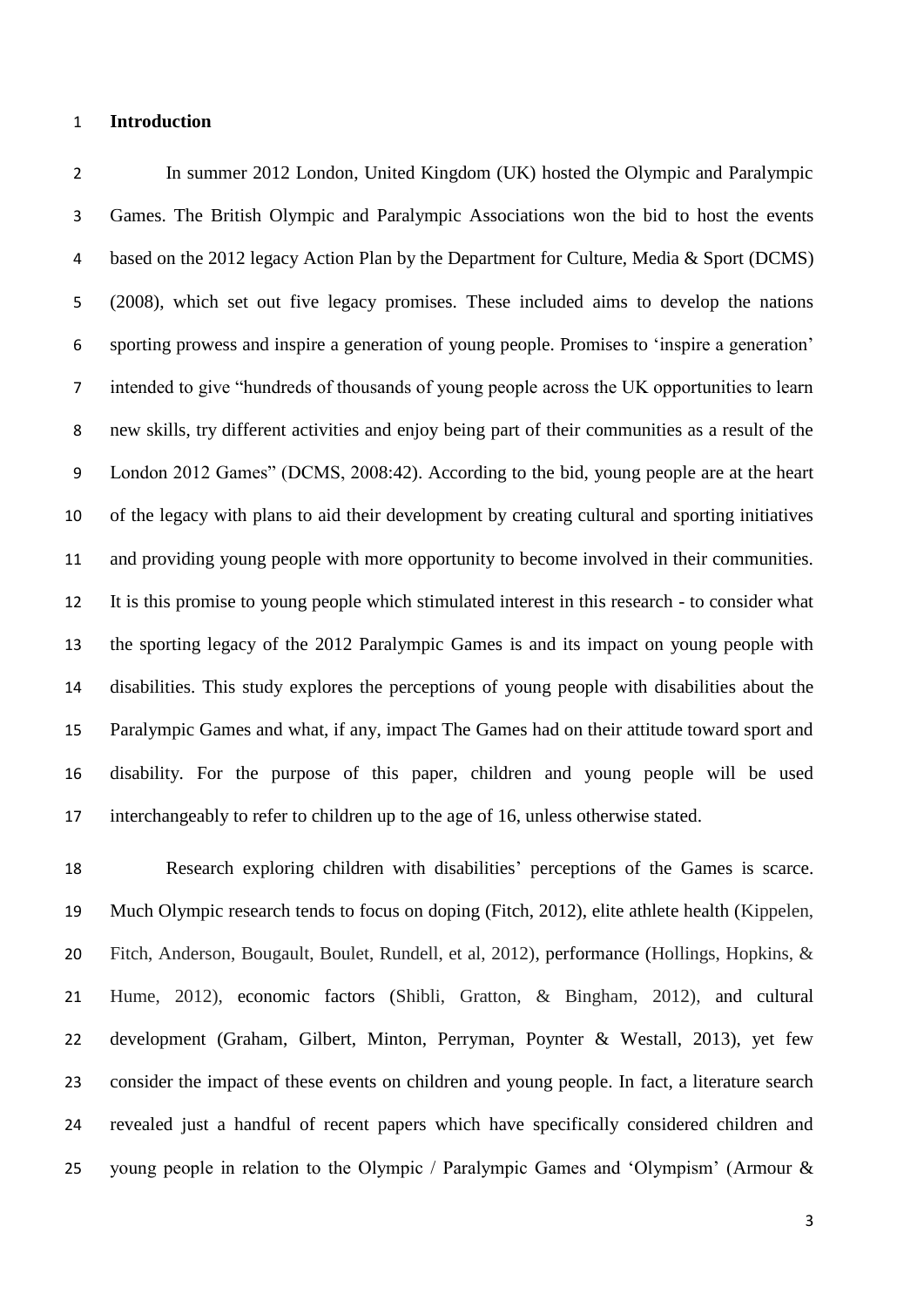## Introduction

In summer 2012 London, United Kingdom (UK) hosted the Olympic and Paralympic Games. The British Olympic and Paralympic Associations won the bid to host the events based on the 2012 legacy Action Plan by the Department for Culture, Media & Sport (DCMS) (2008), which set out five legacy promises. These included aims to develop the nations sporting prowess and inspire a generation of young people. Promises to 'inspire a generation' intended to give "hundreds of thousands of young people across the UK opportunities to learn new skills, try different activities and enjoy being part of their communities as a result of the London 2012 Games" (DCMS, 2008:42). According to the bid, young people are at the heart of the legacy with plans to aid their development by creating cultural and sporting initiatives and providing young people with more opportunity to become involved in their communities. It is this promise to young people which stimulated interest in this research - to consider what the sporting legacy of the 2012 Paralympic Games is and its impact on young people with disabilities. This study explores the perceptions of young people with disabilities about the Paralympic Games and what, if any, impact The Games had on their attitude toward sport and disability. For the purpose of this paper, children and young people will be used interchangeably to refer to children up to the age of 16, unless otherwise stated.

Research exploring children with disabilities' perceptions of the Games is scarce. Much Olympic research tends to focus on doping (Fitch, 2012), elite athlete health (Kippelen, Fitch, Anderson, Bougault, Boulet, Rundell, et al, 2012), performance (Hollings, Hopkins, & Hume, 2012), economic factors (Shibli, Gratton, & Bingham, 2012), and cultural development (Graham, Gilbert, Minton, Perryman, Poynter & Westall, 2013), yet few consider the impact of these events on children and young people. In fact, a literature search revealed just a handful of recent papers which have specifically considered children and young people in relation to the Olympic / Paralympic Games and 'Olympism' (Armour &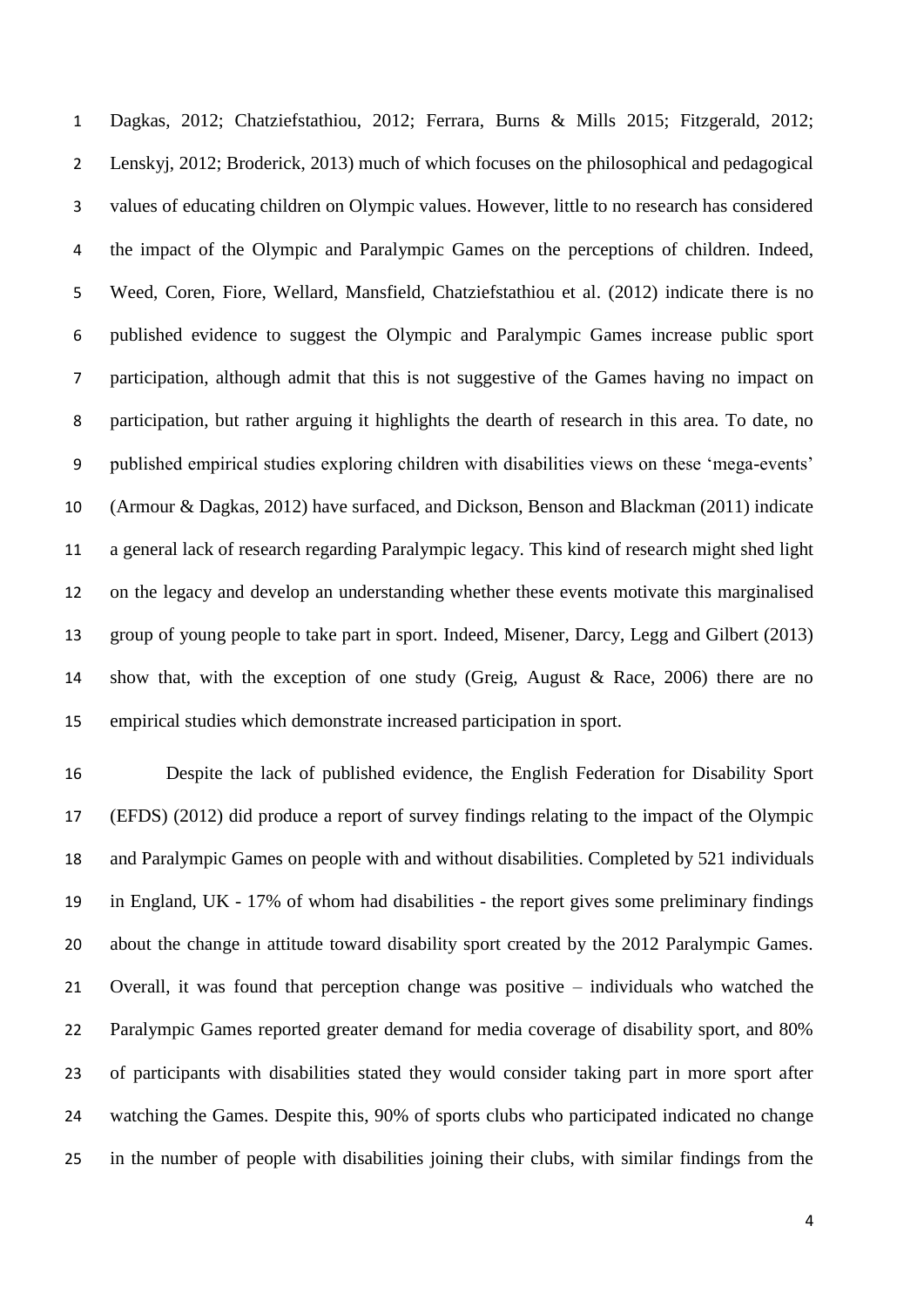Dagkas, 2012; Chatziefstathiou, 2012; Ferrara, Burns & Mills 2015; Fitzgerald, 2012; Lenskyj, 2012; Broderick, 2013) much of which focuses on the philosophical and pedagogical values of educating children on Olympic values. However, little to no research has considered the impact of the Olympic and Paralympic Games on the perceptions of children. Indeed, Weed, Coren, Fiore, Wellard, Mansfield, Chatziefstathiou et al. (2012) indicate there is no published evidence to suggest the Olympic and Paralympic Games increase public sport participation, although admit that this is not suggestive of the Games having no impact on participation, but rather arguing it highlights the dearth of research in this area. To date, no published empirical studies exploring children with disabilities views on these 'mega-events' (Armour & Dagkas, 2012) have surfaced, and Dickson, Benson and Blackman (2011) indicate a general lack of research regarding Paralympic legacy. This kind of research might shed light on the legacy and develop an understanding whether these events motivate this marginalised group of young people to take part in sport. Indeed, Misener, Darcy, Legg and Gilbert (2013) show that, with the exception of one study (Greig, August & Race, 2006) there are no empirical studies which demonstrate increased participation in sport.

Despite the lack of published evidence, the English Federation for Disability Sport (EFDS) (2012) did produce a report of survey findings relating to the impact of the Olympic and Paralympic Games on people with and without disabilities. Completed by 521 individuals in England, UK - 17% of whom had disabilities - the report gives some preliminary findings about the change in attitude toward disability sport created by the 2012 Paralympic Games. Overall, it was found that perception change was positive – individuals who watched the Paralympic Games reported greater demand for media coverage of disability sport, and 80% of participants with disabilities stated they would consider taking part in more sport after watching the Games. Despite this, 90% of sports clubs who participated indicated no change in the number of people with disabilities joining their clubs, with similar findings from the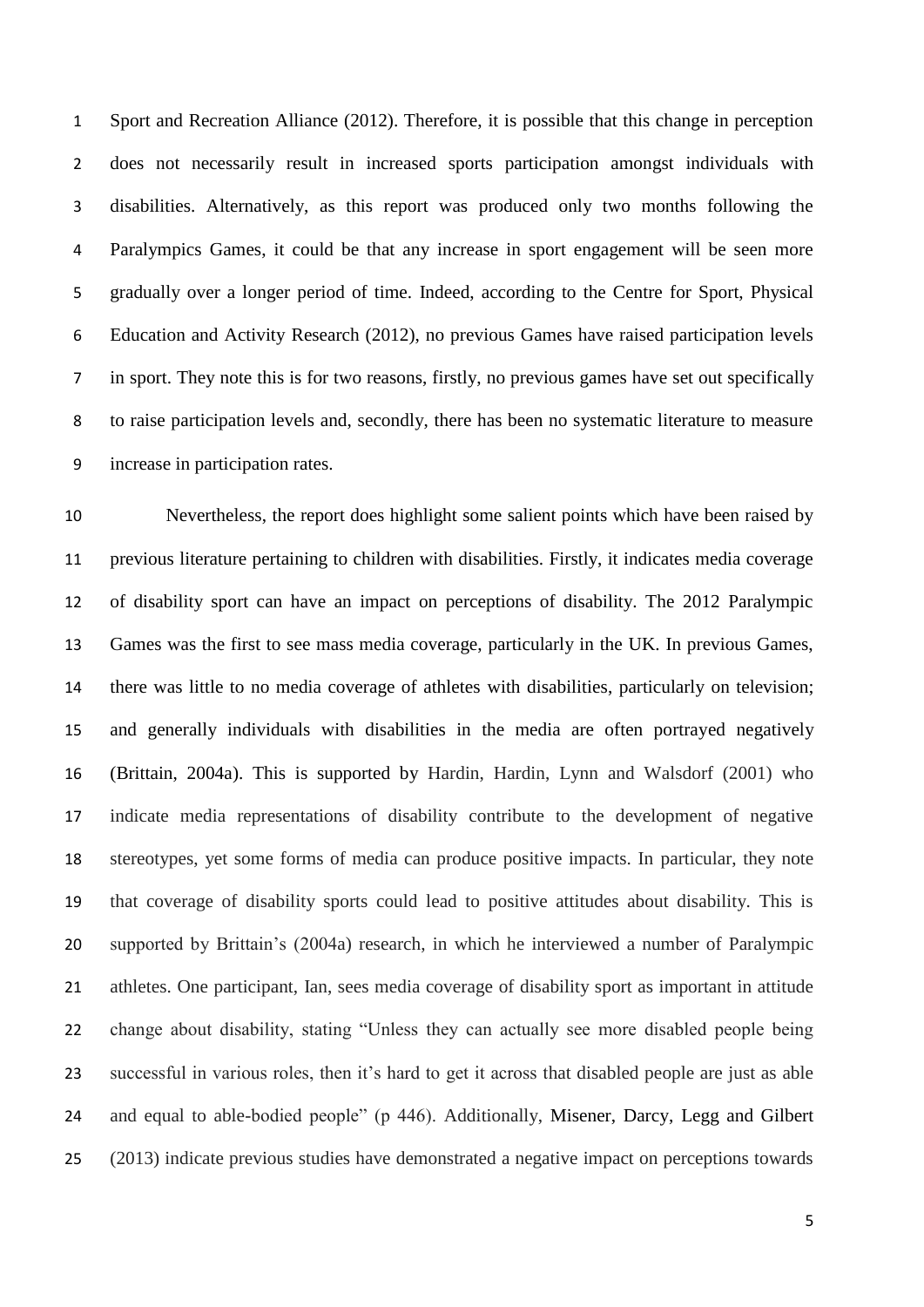Sport and Recreation Alliance (2012). Therefore, it is possible that this change in perception does not necessarily result in increased sports participation amongst individuals with disabilities. Alternatively, as this report was produced only two months following the Paralympics Games, it could be that any increase in sport engagement will be seen more gradually over a longer period of time. Indeed, according to the Centre for Sport, Physical Education and Activity Research (2012), no previous Games have raised participation levels in sport. They note this is for two reasons, firstly, no previous games have set out specifically to raise participation levels and, secondly, there has been no systematic literature to measure increase in participation rates.

Nevertheless, the report does highlight some salient points which have been raised by previous literature pertaining to children with disabilities. Firstly, it indicates media coverage of disability sport can have an impact on perceptions of disability. The 2012 Paralympic Games was the first to see mass media coverage, particularly in the UK. In previous Games, there was little to no media coverage of athletes with disabilities, particularly on television; and generally individuals with disabilities in the media are often portrayed negatively (Brittain, 2004a). This is supported by Hardin, Hardin, Lynn and Walsdorf (2001) who indicate media representations of disability contribute to the development of negative stereotypes, yet some forms of media can produce positive impacts. In particular, they note that coverage of disability sports could lead to positive attitudes about disability. This is supported by Brittain's (2004a) research, in which he interviewed a number of Paralympic athletes. One participant, Ian, sees media coverage of disability sport as important in attitude change about disability, stating "Unless they can actually see more disabled people being successful in various roles, then it's hard to get it across that disabled people are just as able and equal to able-bodied people" (p 446). Additionally, Misener, Darcy, Legg and Gilbert (2013) indicate previous studies have demonstrated a negative impact on perceptions towards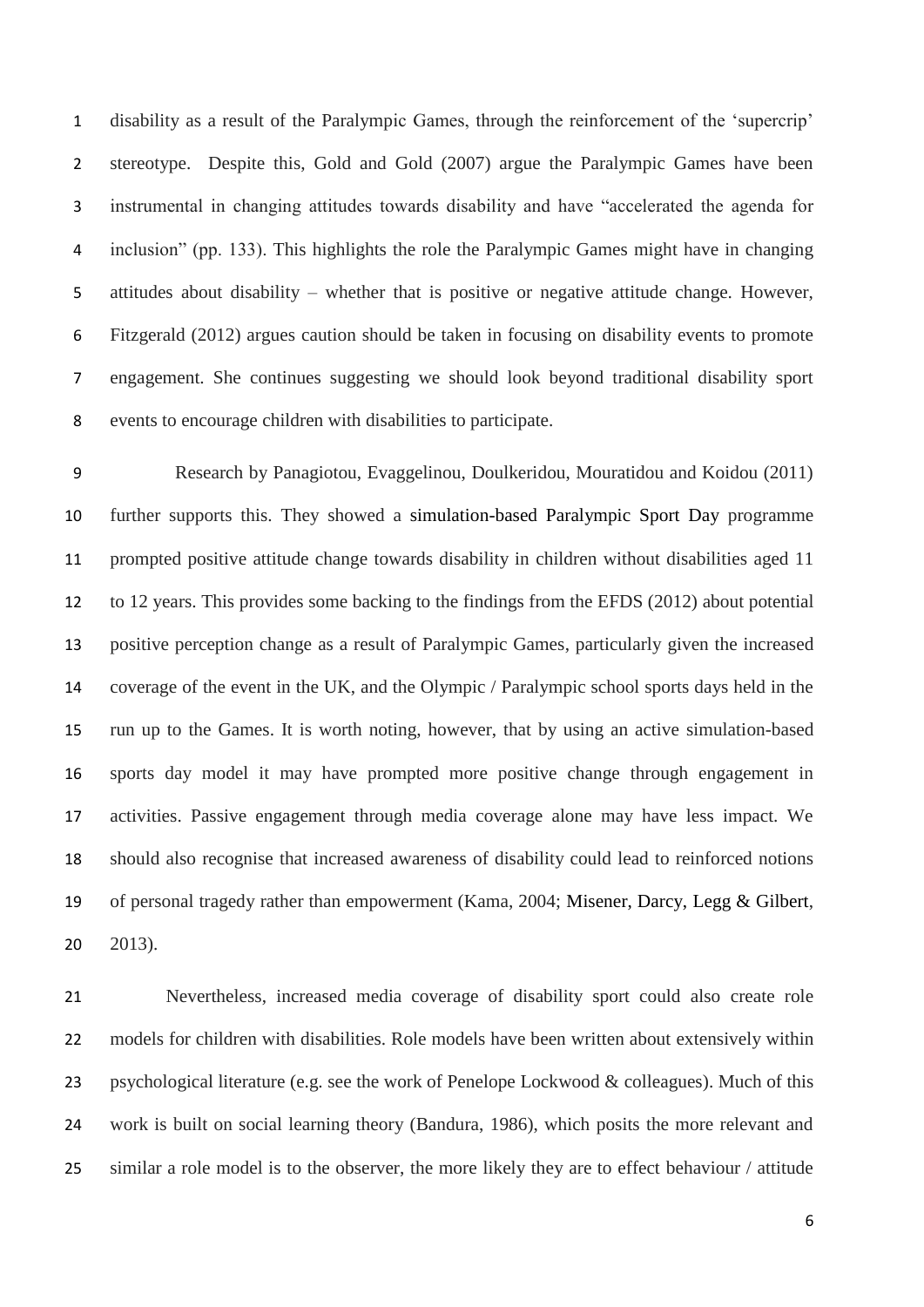disability as a result of the Paralympic Games, through the reinforcement of the 'supercrip' stereotype. Despite this, Gold and Gold (2007) argue the Paralympic Games have been instrumental in changing attitudes towards disability and have "accelerated the agenda for inclusion" (pp. 133). This highlights the role the Paralympic Games might have in changing attitudes about disability – whether that is positive or negative attitude change. However, Fitzgerald (2012) argues caution should be taken in focusing on disability events to promote engagement. She continues suggesting we should look beyond traditional disability sport events to encourage children with disabilities to participate.

Research by Panagiotou, Evaggelinou, Doulkeridou, Mouratidou and Koidou (2011) further supports this. They showed a simulation-based Paralympic Sport Day programme prompted positive attitude change towards disability in children without disabilities aged 11 to 12 years. This provides some backing to the findings from the EFDS (2012) about potential positive perception change as a result of Paralympic Games, particularly given the increased coverage of the event in the UK, and the Olympic / Paralympic school sports days held in the run up to the Games. It is worth noting, however, that by using an active simulation-based sports day model it may have prompted more positive change through engagement in activities. Passive engagement through media coverage alone may have less impact. We should also recognise that increased awareness of disability could lead to reinforced notions of personal tragedy rather than empowerment (Kama, 2004; Misener, Darcy, Legg & Gilbert, 2013).

Nevertheless, increased media coverage of disability sport could also create role models for children with disabilities. Role models have been written about extensively within psychological literature (e.g. see the work of Penelope Lockwood & colleagues). Much of this work is built on social learning theory (Bandura, 1986), which posits the more relevant and similar a role model is to the observer, the more likely they are to effect behaviour / attitude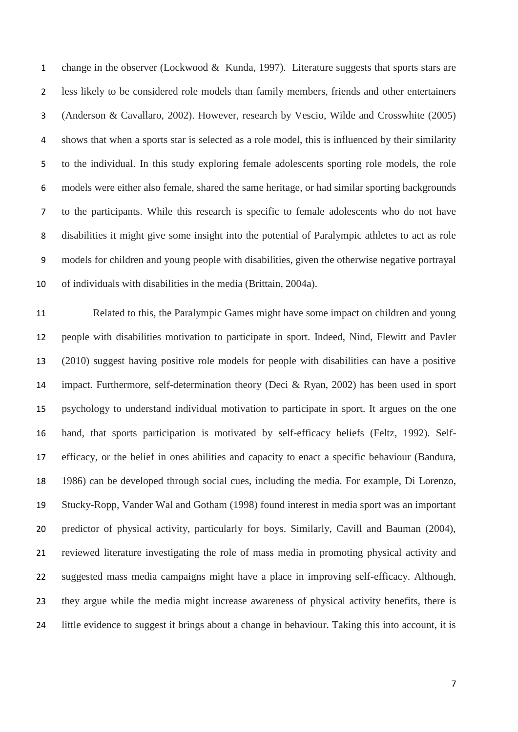change in the observer (Lockwood & Kunda, 1997). Literature suggests that sports stars are less likely to be considered role models than family members, friends and other entertainers (Anderson & Cavallaro, 2002). However, research by Vescio, Wilde and Crosswhite (2005) shows that when a sports star is selected as a role model, this is influenced by their similarity to the individual. In this study exploring female adolescents sporting role models, the role models were either also female, shared the same heritage, or had similar sporting backgrounds to the participants. While this research is specific to female adolescents who do not have disabilities it might give some insight into the potential of Paralympic athletes to act as role models for children and young people with disabilities, given the otherwise negative portrayal of individuals with disabilities in the media (Brittain, 2004a).

Related to this, the Paralympic Games might have some impact on children and young people with disabilities motivation to participate in sport. Indeed, Nind, Flewitt and Pavler (2010) suggest having positive role models for people with disabilities can have a positive impact. Furthermore, self-determination theory (Deci & Ryan, 2002) has been used in sport psychology to understand individual motivation to participate in sport. It argues on the one hand, that sports participation is motivated by self-efficacy beliefs (Feltz, 1992). Self-efficacy, or the belief in ones abilities and capacity to enact a specific behaviour (Bandura, 1986) can be developed through social cues, including the media. For example, Di Lorenzo, Stucky-Ropp, Vander Wal and Gotham (1998) found interest in media sport was an important predictor of physical activity, particularly for boys. Similarly, Cavill and Bauman (2004), reviewed literature investigating the role of mass media in promoting physical activity and suggested mass media campaigns might have a place in improving self-efficacy. Although, they argue while the media might increase awareness of physical activity benefits, there is little evidence to suggest it brings about a change in behaviour. Taking this into account, it is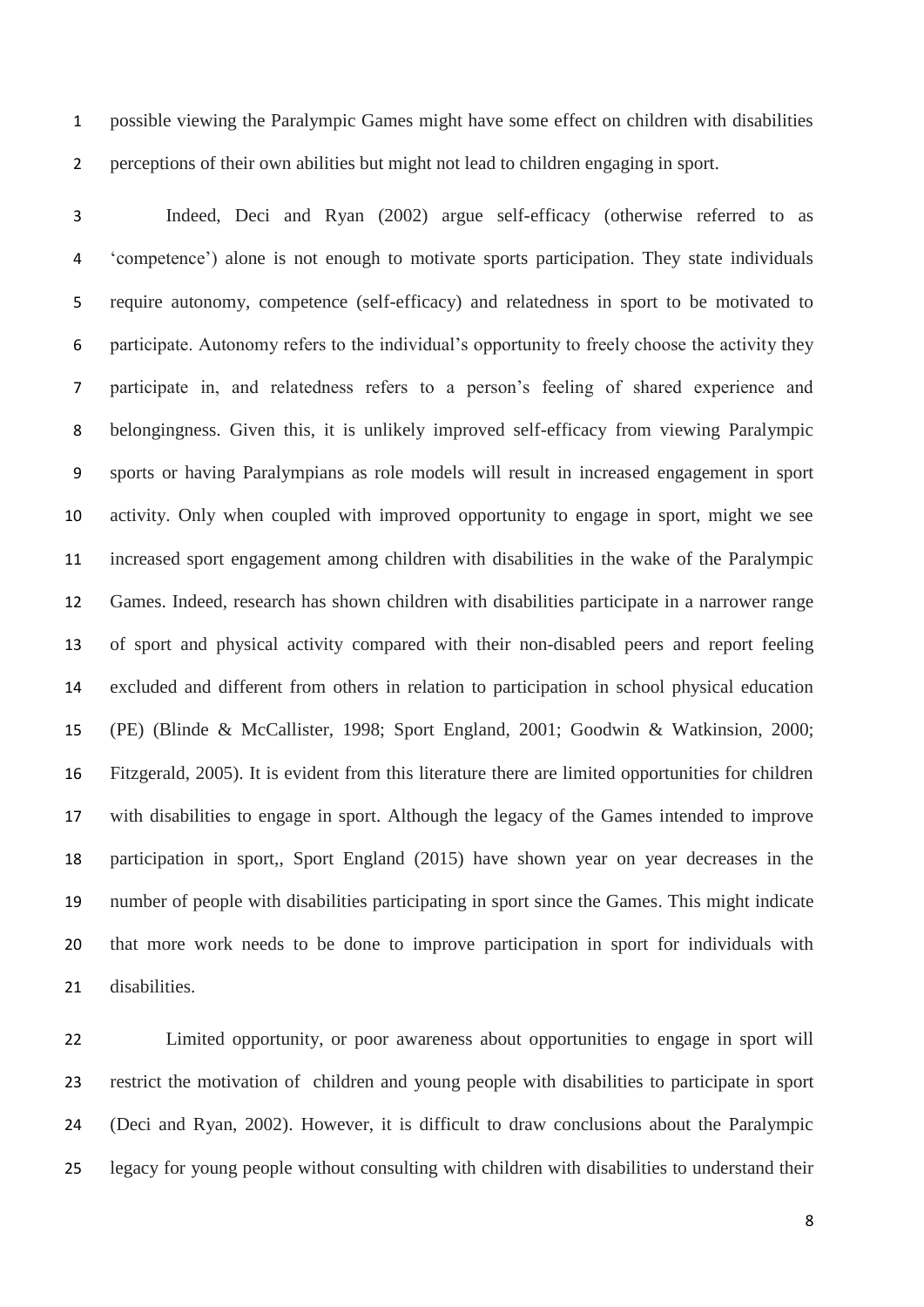possible viewing the Paralympic Games might have some effect on children with disabilities perceptions of their own abilities but might not lead to children engaging in sport.

Indeed, Deci and Ryan (2002) argue self-efficacy (otherwise referred to as 'competence') alone is not enough to motivate sports participation. They state individuals require autonomy, competence (self-efficacy) and relatedness in sport to be motivated to participate. Autonomy refers to the individual's opportunity to freely choose the activity they participate in, and relatedness refers to a person's feeling of shared experience and belongingness. Given this, it is unlikely improved self-efficacy from viewing Paralympic sports or having Paralympians as role models will result in increased engagement in sport activity. Only when coupled with improved opportunity to engage in sport, might we see increased sport engagement among children with disabilities in the wake of the Paralympic Games. Indeed, research has shown children with disabilities participate in a narrower range of sport and physical activity compared with their non-disabled peers and report feeling excluded and different from others in relation to participation in school physical education (PE) (Blinde & McCallister, 1998; Sport England, 2001; Goodwin & Watkinsion, 2000; Fitzgerald, 2005). It is evident from this literature there are limited opportunities for children with disabilities to engage in sport. Although the legacy of the Games intended to improve participation in sport,, Sport England (2015) have shown year on year decreases in the number of people with disabilities participating in sport since the Games. This might indicate that more work needs to be done to improve participation in sport for individuals with disabilities.

Limited opportunity, or poor awareness about opportunities to engage in sport will restrict the motivation of children and young people with disabilities to participate in sport (Deci and Ryan, 2002). However, it is difficult to draw conclusions about the Paralympic legacy for young people without consulting with children with disabilities to understand their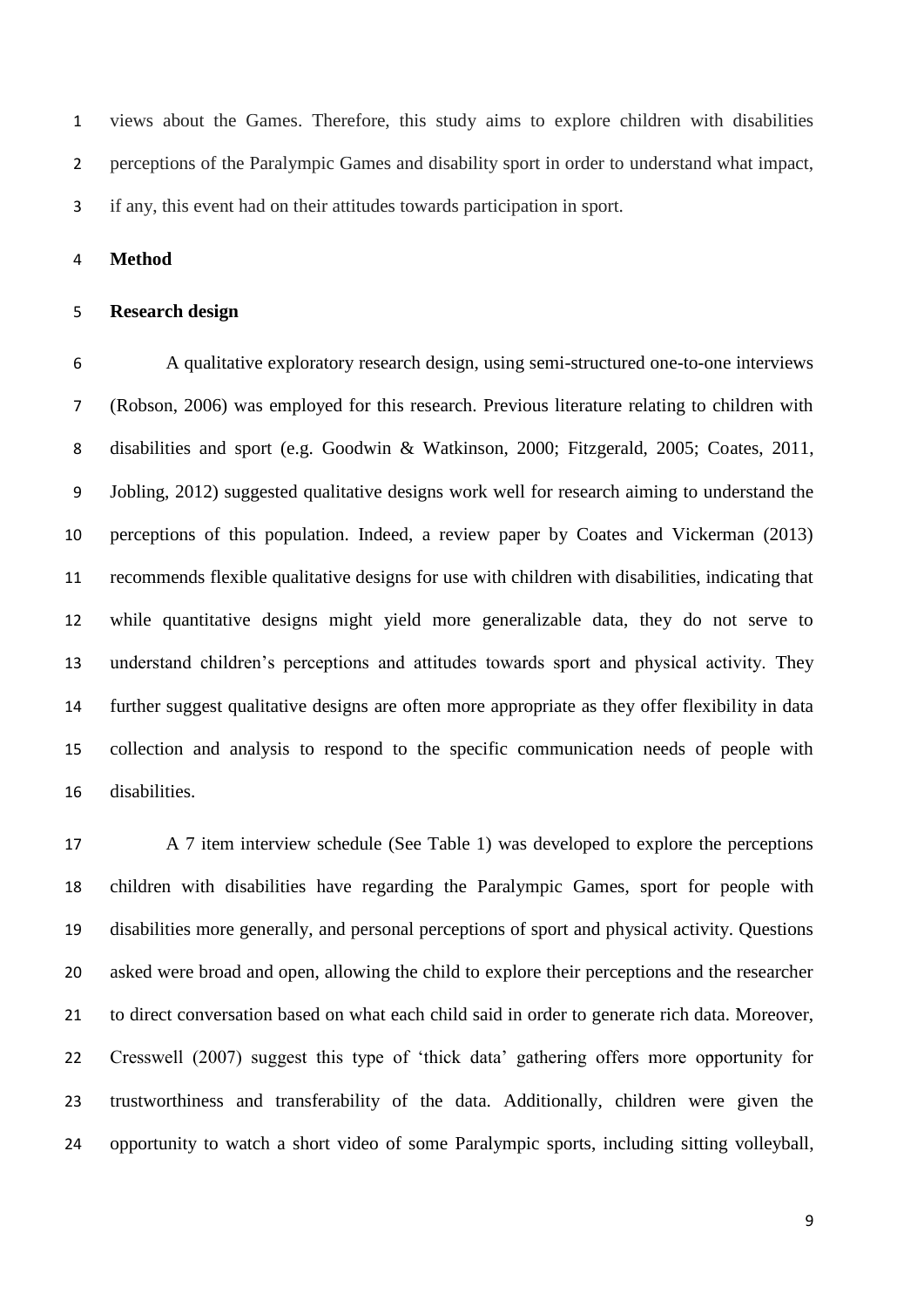views about the Games. Therefore, this study aims to explore children with disabilities perceptions of the Paralympic Games and disability sport in order to understand what impact, if any, this event had on their attitudes towards participation in sport.

## Method

### Research design

A qualitative exploratory research design, using semi-structured one-to-one interviews (Robson, 2006) was employed for this research. Previous literature relating to children with disabilities and sport (e.g. Goodwin & Watkinson, 2000; Fitzgerald, 2005; Coates, 2011, Jobling, 2012) suggested qualitative designs work well for research aiming to understand the perceptions of this population. Indeed, a review paper by Coates and Vickerman (2013) recommends flexible qualitative designs for use with children with disabilities, indicating that while quantitative designs might yield more generalizable data, they do not serve to understand children's perceptions and attitudes towards sport and physical activity. They further suggest qualitative designs are often more appropriate as they offer flexibility in data collection and analysis to respond to the specific communication needs of people with disabilities.

A 7 item interview schedule (See Table 1) was developed to explore the perceptions children with disabilities have regarding the Paralympic Games, sport for people with disabilities more generally, and personal perceptions of sport and physical activity. Questions asked were broad and open, allowing the child to explore their perceptions and the researcher to direct conversation based on what each child said in order to generate rich data. Moreover, Cresswell (2007) suggest this type of 'thick data' gathering offers more opportunity for trustworthiness and transferability of the data. Additionally, children were given the opportunity to watch a short video of some Paralympic sports, including sitting volleyball,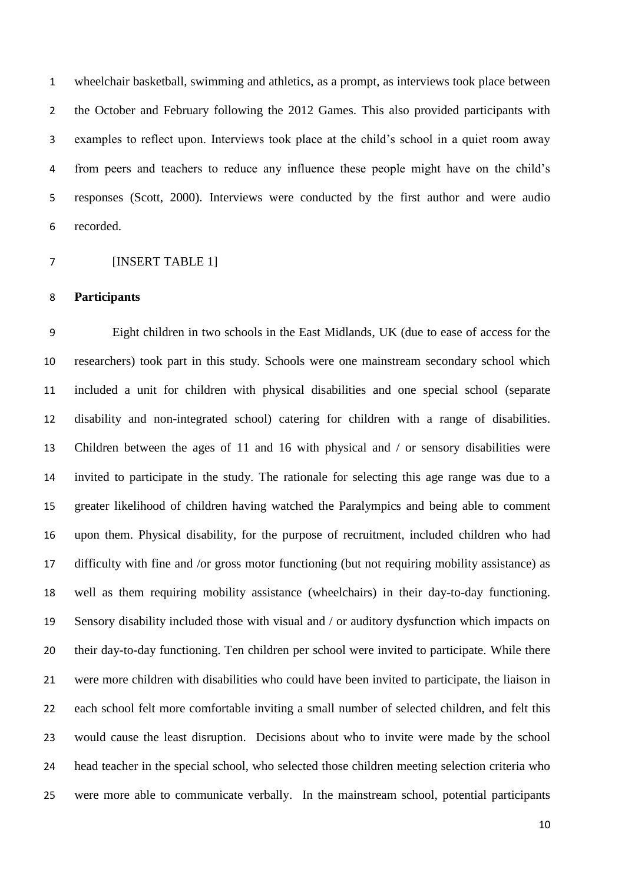wheelchair basketball, swimming and athletics, as a prompt, as interviews took place between the October and February following the 2012 Games. This also provided participants with examples to reflect upon. Interviews took place at the child's school in a quiet room away from peers and teachers to reduce any influence these people might have on the child's responses (Scott, 2000). Interviews were conducted by the first author and were audio recorded.

[INSERT TABLE 1]

**Participants**

Eight children in two schools in the East Midlands, UK (due to ease of access for the researchers) took part in this study. Schools were one mainstream secondary school which included a unit for children with physical disabilities and one special school (separate disability and non-integrated school) catering for children with a range of disabilities. Children between the ages of 11 and 16 with physical and / or sensory disabilities were invited to participate in the study. The rationale for selecting this age range was due to a greater likelihood of children having watched the Paralympics and being able to comment upon them. Physical disability, for the purpose of recruitment, included children who had difficulty with fine and /or gross motor functioning (but not requiring mobility assistance) as well as them requiring mobility assistance (wheelchairs) in their day-to-day functioning. Sensory disability included those with visual and / or auditory dysfunction which impacts on their day-to-day functioning. Ten children per school were invited to participate. While there were more children with disabilities who could have been invited to participate, the liaison in each school felt more comfortable inviting a small number of selected children, and felt this would cause the least disruption. Decisions about who to invite were made by the school head teacher in the special school, who selected those children meeting selection criteria who were more able to communicate verbally. In the mainstream school, potential participants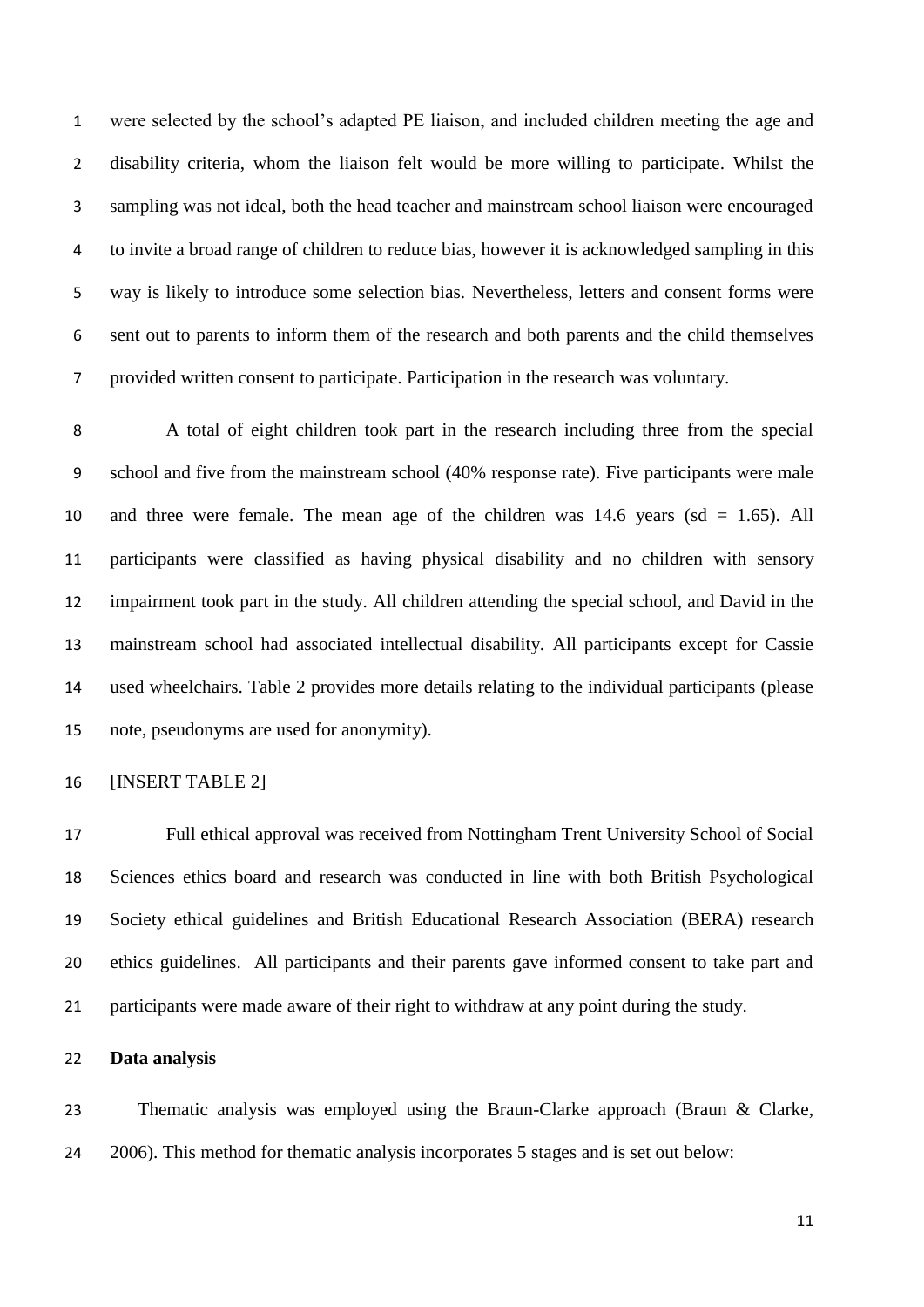were selected by the school's adapted PE liaison, and included children meeting the age and disability criteria, whom the liaison felt would be more willing to participate. Whilst the sampling was not ideal, both the head teacher and mainstream school liaison were encouraged to invite a broad range of children to reduce bias, however it is acknowledged sampling in this way is likely to introduce some selection bias. Nevertheless, letters and consent forms were sent out to parents to inform them of the research and both parents and the child themselves provided written consent to participate. Participation in the research was voluntary.

A total of eight children took part in the research including three from the special school and five from the mainstream school (40% response rate). Five participants were male and three were female. The mean age of the children was 14.6 years (sd = 1.65). All participants were classified as having physical disability and no children with sensory impairment took part in the study. All children attending the special school, and David in the mainstream school had associated intellectual disability. All participants except for Cassie used wheelchairs. Table 2 provides more details relating to the individual participants (please note, pseudonyms are used for anonymity).

[INSERT TABLE 2]

Full ethical approval was received from Nottingham Trent University School of Social Sciences ethics board and research was conducted in line with both British Psychological Society ethical guidelines and British Educational Research Association (BERA) research ethics guidelines. All participants and their parents gave informed consent to take part and participants were made aware of their right to withdraw at any point during the study.

**Data analysis**

Thematic analysis was employed using the Braun-Clarke approach (Braun & Clarke, 2006). This method for thematic analysis incorporates 5 stages and is set out below: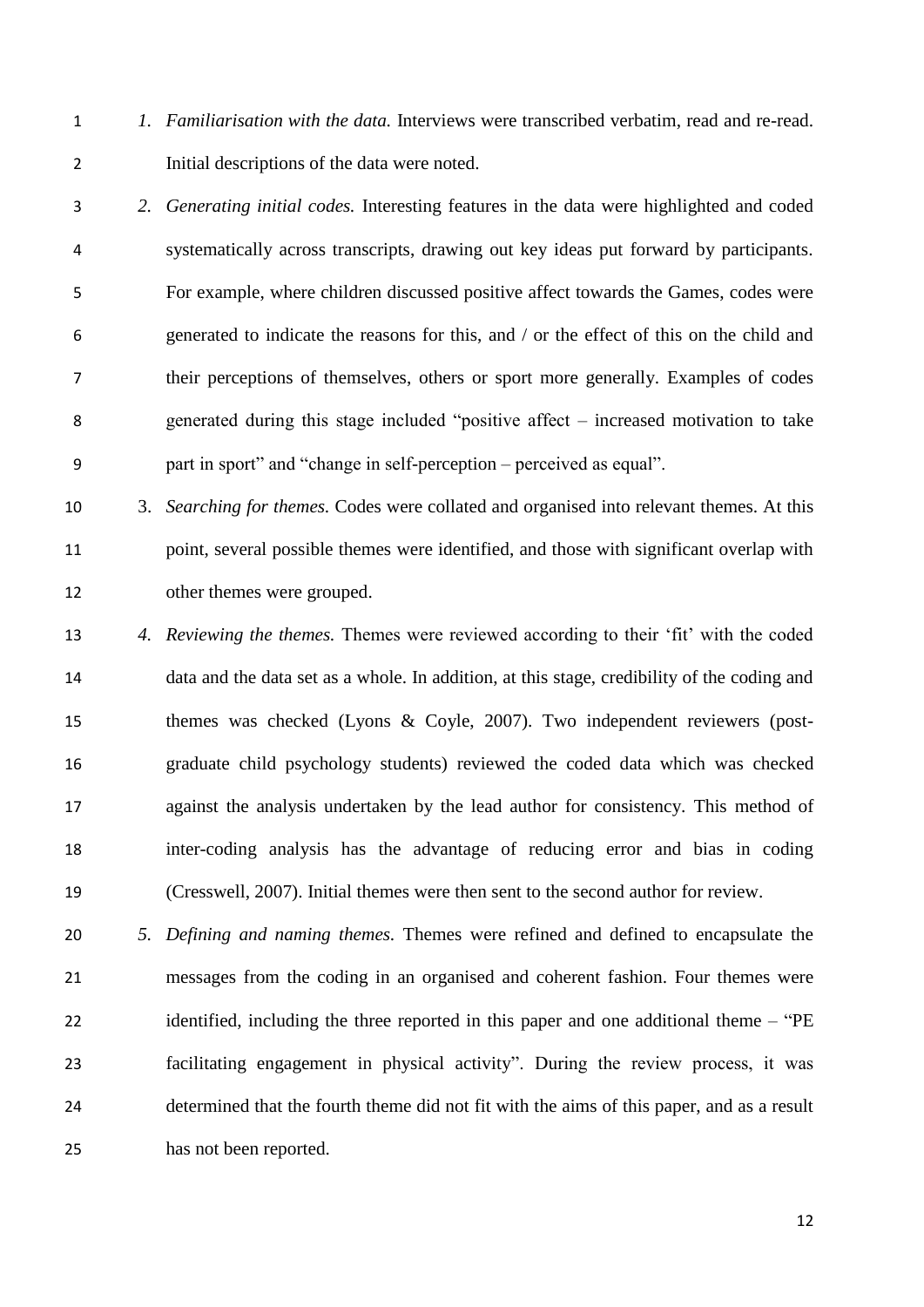1. *Familiarisation with the data.* Interviews were transcribed verbatim, read and re-read. Initial descriptions of the data were noted.
2. *Generating initial codes.* Interesting features in the data were highlighted and coded systematically across transcripts, drawing out key ideas put forward by participants. For example, where children discussed positive affect towards the Games, codes were generated to indicate the reasons for this, and / or the effect of this on the child and their perceptions of themselves, others or sport more generally. Examples of codes generated during this stage included "positive affect – increased motivation to take part in sport" and "change in self-perception – perceived as equal".
3. *Searching for themes.* Codes were collated and organised into relevant themes. At this point, several possible themes were identified, and those with significant overlap with other themes were grouped.
4. *Reviewing the themes.* Themes were reviewed according to their 'fit' with the coded data and the data set as a whole. In addition, at this stage, credibility of the coding and themes was checked (Lyons & Coyle, 2007). Two independent reviewers (post-graduate child psychology students) reviewed the coded data which was checked against the analysis undertaken by the lead author for consistency. This method of inter-coding analysis has the advantage of reducing error and bias in coding (Cresswell, 2007). Initial themes were then sent to the second author for review.
5. *Defining and naming themes.* Themes were refined and defined to encapsulate the messages from the coding in an organised and coherent fashion. Four themes were identified, including the three reported in this paper and one additional theme – "PE facilitating engagement in physical activity". During the review process, it was determined that the fourth theme did not fit with the aims of this paper, and as a result has not been reported.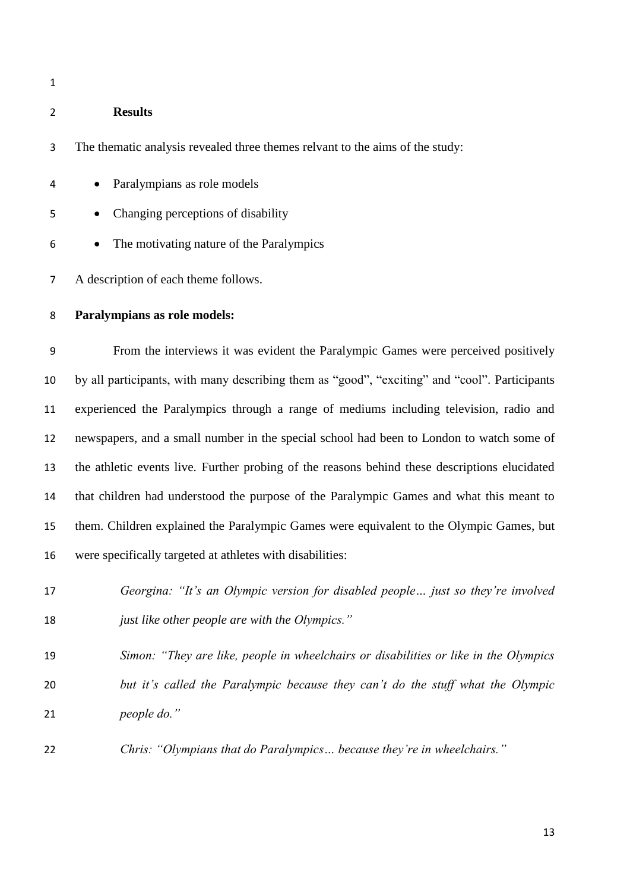## Results

The thematic analysis revealed three themes relvant to the aims of the study:

- Paralympians as role models
- Changing perceptions of disability
- The motivating nature of the Paralympics

A description of each theme follows.

**Paralympians as role models:**

From the interviews it was evident the Paralympic Games were perceived positively by all participants, with many describing them as "good", "exciting" and "cool". Participants experienced the Paralympics through a range of mediums including television, radio and newspapers, and a small number in the special school had been to London to watch some of the athletic events live. Further probing of the reasons behind these descriptions elucidated that children had understood the purpose of the Paralympic Games and what this meant to them. Children explained the Paralympic Games were equivalent to the Olympic Games, but were specifically targeted at athletes with disabilities:

> *Georgina: "It's an Olympic version for disabled people… just so they're involved just like other people are with the Olympics."*

> *Simon: "They are like, people in wheelchairs or disabilities or like in the Olympics but it's called the Paralympic because they can't do the stuff what the Olympic people do."*

> *Chris: "Olympians that do Paralympics… because they're in wheelchairs."*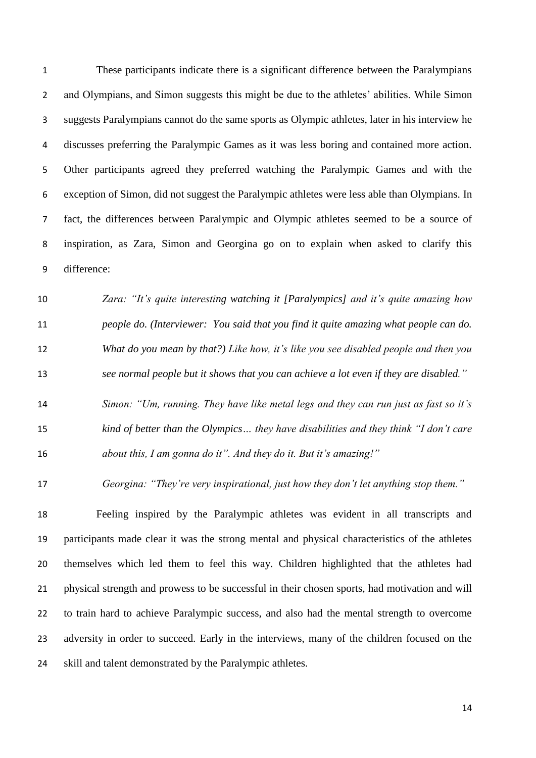These participants indicate there is a significant difference between the Paralympians and Olympians, and Simon suggests this might be due to the athletes' abilities. While Simon suggests Paralympians cannot do the same sports as Olympic athletes, later in his interview he discusses preferring the Paralympic Games as it was less boring and contained more action. Other participants agreed they preferred watching the Paralympic Games and with the exception of Simon, did not suggest the Paralympic athletes were less able than Olympians. In fact, the differences between Paralympic and Olympic athletes seemed to be a source of inspiration, as Zara, Simon and Georgina go on to explain when asked to clarify this difference:

> *Zara: "It's quite interesting watching it [Paralympics] and it's quite amazing how people do. (Interviewer: You said that you find it quite amazing what people can do. What do you mean by that?) Like how, it's like you see disabled people and then you see normal people but it shows that you can achieve a lot even if they are disabled."*

> *Simon: "Um, running. They have like metal legs and they can run just as fast so it's kind of better than the Olympics… they have disabilities and they think "I don't care about this, I am gonna do it". And they do it. But it's amazing!"*

> *Georgina: "They're very inspirational, just how they don't let anything stop them."*

Feeling inspired by the Paralympic athletes was evident in all transcripts and participants made clear it was the strong mental and physical characteristics of the athletes themselves which led them to feel this way. Children highlighted that the athletes had physical strength and prowess to be successful in their chosen sports, had motivation and will to train hard to achieve Paralympic success, and also had the mental strength to overcome adversity in order to succeed. Early in the interviews, many of the children focused on the skill and talent demonstrated by the Paralympic athletes.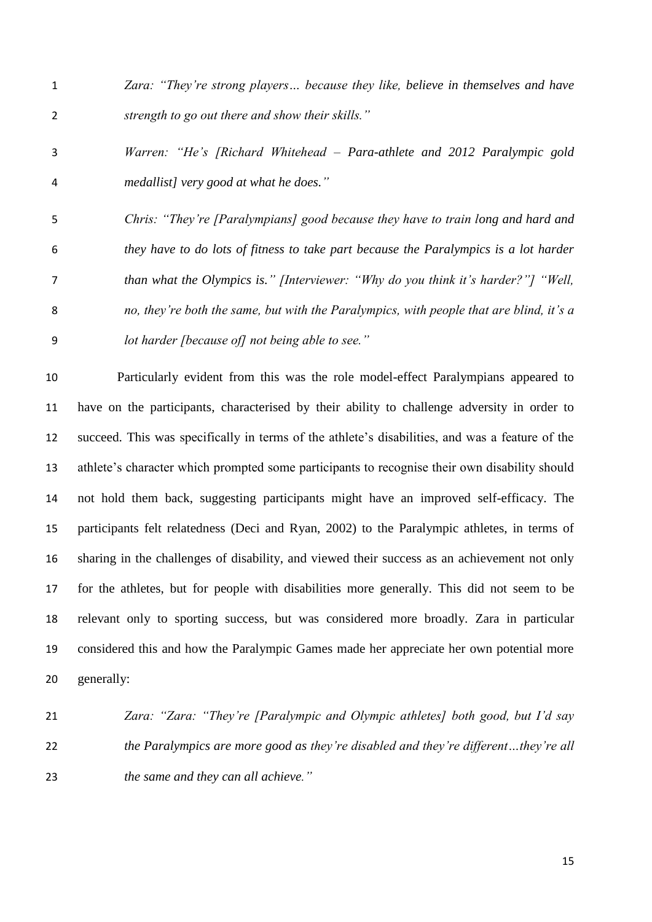> *Zara: "They're strong players… because they like, believe in themselves and have strength to go out there and show their skills."*

> *Warren: "He's [Richard Whitehead – Para-athlete and 2012 Paralympic gold medallist] very good at what he does."*

> *Chris: "They're [Paralympians] good because they have to train long and hard and they have to do lots of fitness to take part because the Paralympics is a lot harder than what the Olympics is." [Interviewer: "Why do you think it's harder?"] "Well, no, they're both the same, but with the Paralympics, with people that are blind, it's a lot harder [because of] not being able to see."*

Particularly evident from this was the role model-effect Paralympians appeared to have on the participants, characterised by their ability to challenge adversity in order to succeed. This was specifically in terms of the athlete's disabilities, and was a feature of the athlete's character which prompted some participants to recognise their own disability should not hold them back, suggesting participants might have an improved self-efficacy. The participants felt relatedness (Deci and Ryan, 2002) to the Paralympic athletes, in terms of sharing in the challenges of disability, and viewed their success as an achievement not only for the athletes, but for people with disabilities more generally. This did not seem to be relevant only to sporting success, but was considered more broadly. Zara in particular considered this and how the Paralympic Games made her appreciate her own potential more generally:

> *Zara: "Zara: "They're [Paralympic and Olympic athletes] both good, but I'd say the Paralympics are more good as they're disabled and they're different…they're all the same and they can all achieve."*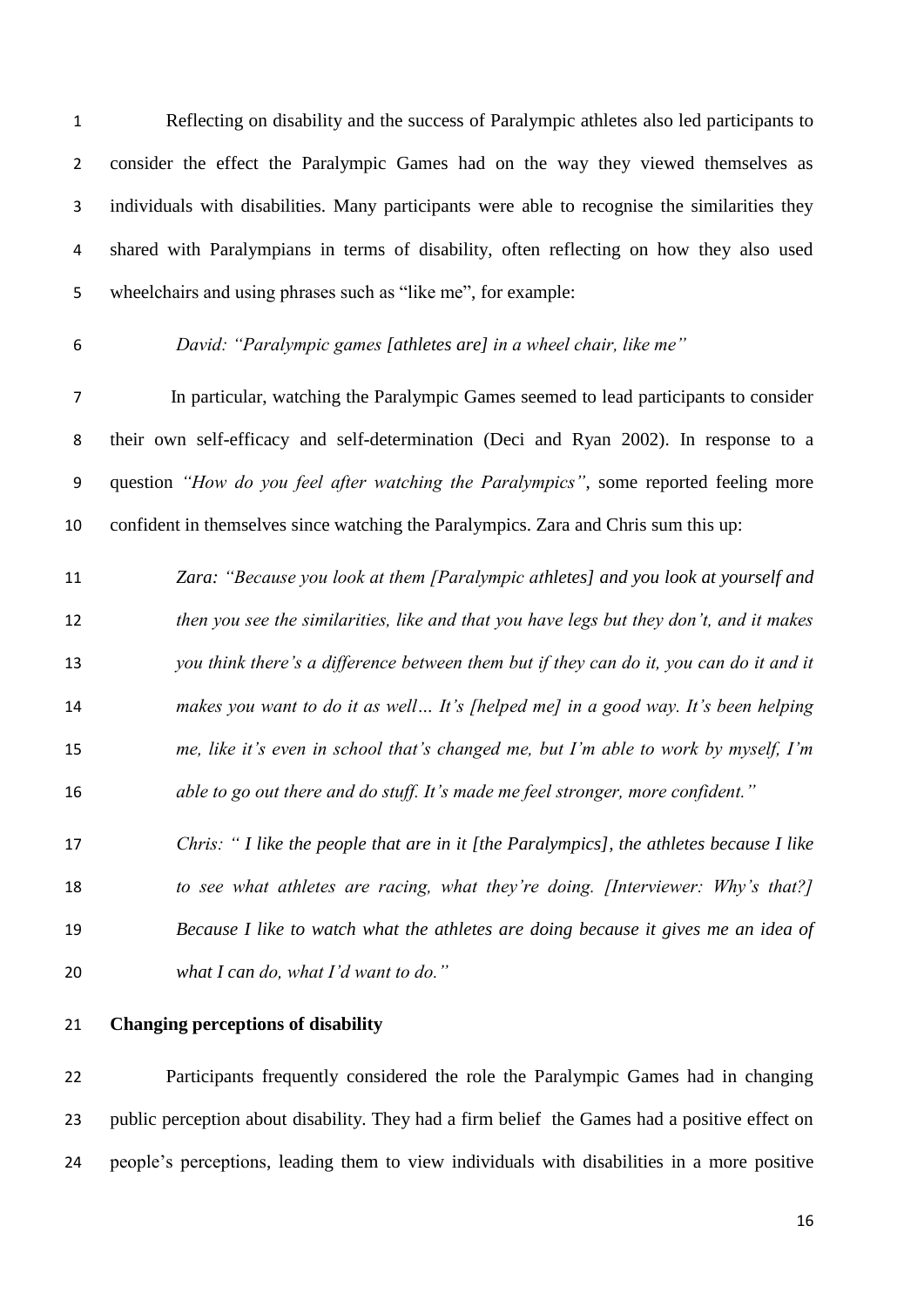Reflecting on disability and the success of Paralympic athletes also led participants to consider the effect the Paralympic Games had on the way they viewed themselves as individuals with disabilities. Many participants were able to recognise the similarities they shared with Paralympians in terms of disability, often reflecting on how they also used wheelchairs and using phrases such as "like me", for example:

> *David: "Paralympic games [athletes are] in a wheel chair, like me"*

In particular, watching the Paralympic Games seemed to lead participants to consider their own self-efficacy and self-determination (Deci and Ryan 2002). In response to a question *"How do you feel after watching the Paralympics"*, some reported feeling more confident in themselves since watching the Paralympics. Zara and Chris sum this up:

> *Zara: "Because you look at them [Paralympic athletes] and you look at yourself and then you see the similarities, like and that you have legs but they don't, and it makes you think there's a difference between them but if they can do it, you can do it and it makes you want to do it as well… It's [helped me] in a good way. It's been helping me, like it's even in school that's changed me, but I'm able to work by myself, I'm able to go out there and do stuff. It's made me feel stronger, more confident."*

> *Chris: " I like the people that are in it [the Paralympics], the athletes because I like to see what athletes are racing, what they're doing. [Interviewer: Why's that?] Because I like to watch what the athletes are doing because it gives me an idea of what I can do, what I'd want to do."*

**Changing perceptions of disability**

Participants frequently considered the role the Paralympic Games had in changing public perception about disability. They had a firm belief the Games had a positive effect on people's perceptions, leading them to view individuals with disabilities in a more positive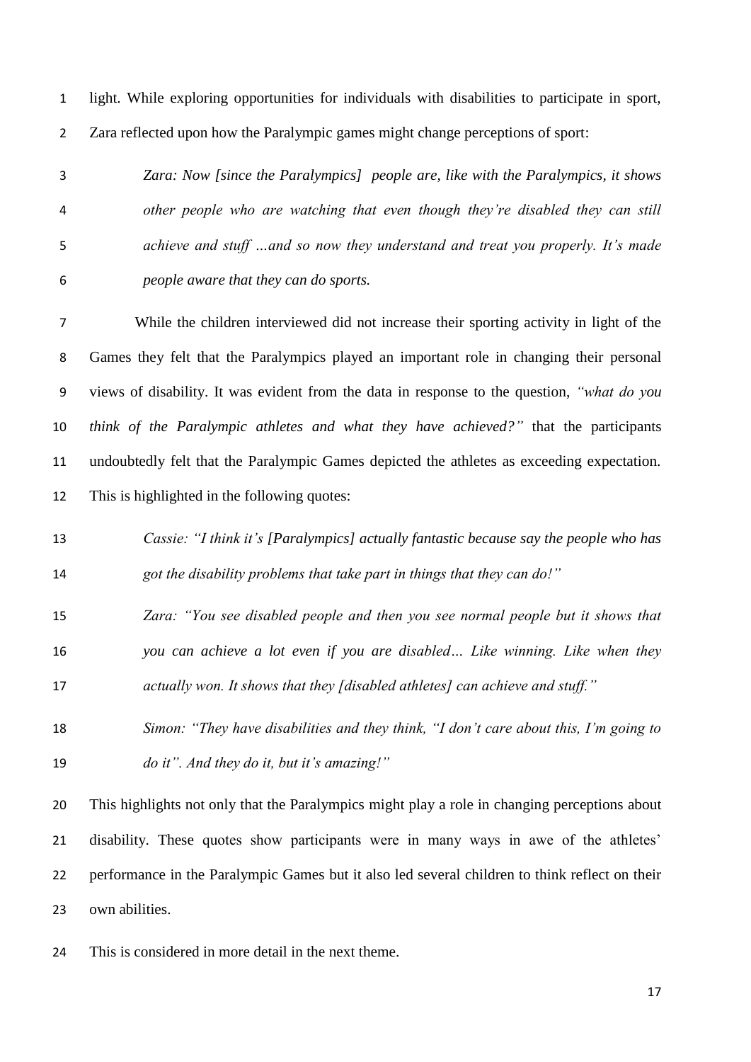light. While exploring opportunities for individuals with disabilities to participate in sport, Zara reflected upon how the Paralympic games might change perceptions of sport:

> *Zara: Now [since the Paralympics] people are, like with the Paralympics, it shows other people who are watching that even though they're disabled they can still achieve and stuff …and so now they understand and treat you properly. It's made people aware that they can do sports.*

While the children interviewed did not increase their sporting activity in light of the Games they felt that the Paralympics played an important role in changing their personal views of disability. It was evident from the data in response to the question, *"what do you think of the Paralympic athletes and what they have achieved?"* that the participants undoubtedly felt that the Paralympic Games depicted the athletes as exceeding expectation. This is highlighted in the following quotes:

> *Cassie: "I think it's [Paralympics] actually fantastic because say the people who has got the disability problems that take part in things that they can do!"*

> *Zara: "You see disabled people and then you see normal people but it shows that you can achieve a lot even if you are disabled… Like winning. Like when they actually won. It shows that they [disabled athletes] can achieve and stuff."*

> *Simon: "They have disabilities and they think, "I don't care about this, I'm going to do it". And they do it, but it's amazing!"*

This highlights not only that the Paralympics might play a role in changing perceptions about disability. These quotes show participants were in many ways in awe of the athletes' performance in the Paralympic Games but it also led several children to think reflect on their own abilities.

This is considered in more detail in the next theme.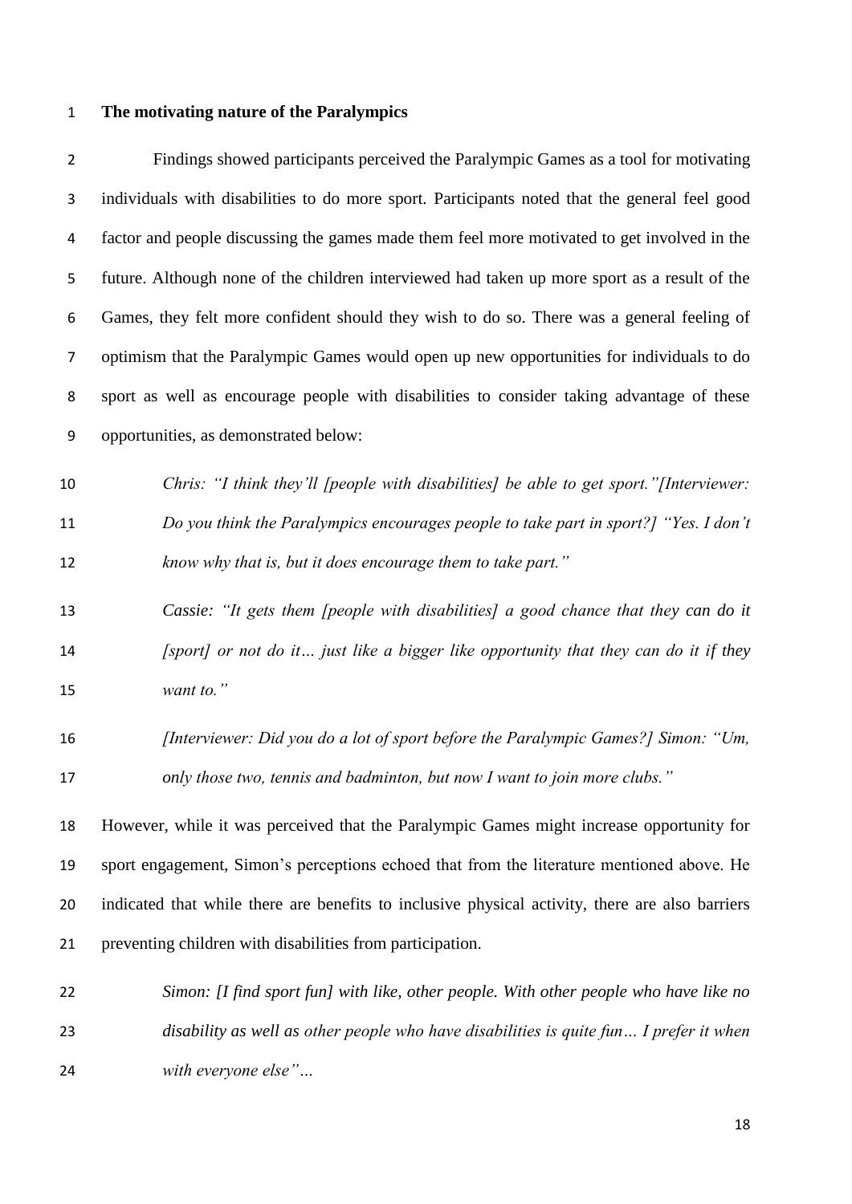**The motivating nature of the Paralympics**

Findings showed participants perceived the Paralympic Games as a tool for motivating individuals with disabilities to do more sport. Participants noted that the general feel good factor and people discussing the games made them feel more motivated to get involved in the future. Although none of the children interviewed had taken up more sport as a result of the Games, they felt more confident should they wish to do so. There was a general feeling of optimism that the Paralympic Games would open up new opportunities for individuals to do sport as well as encourage people with disabilities to consider taking advantage of these opportunities, as demonstrated below:

> *Chris: "I think they'll [people with disabilities] be able to get sport."[Interviewer: Do you think the Paralympics encourages people to take part in sport?] "Yes. I don't know why that is, but it does encourage them to take part."*

> *Cassie: "It gets them [people with disabilities] a good chance that they can do it [sport] or not do it… just like a bigger like opportunity that they can do it if they want to."*

> *[Interviewer: Did you do a lot of sport before the Paralympic Games?] Simon: "Um, only those two, tennis and badminton, but now I want to join more clubs."*

However, while it was perceived that the Paralympic Games might increase opportunity for sport engagement, Simon's perceptions echoed that from the literature mentioned above. He indicated that while there are benefits to inclusive physical activity, there are also barriers preventing children with disabilities from participation.

> *Simon: [I find sport fun] with like, other people. With other people who have like no disability as well as other people who have disabilities is quite fun… I prefer it when with everyone else"…*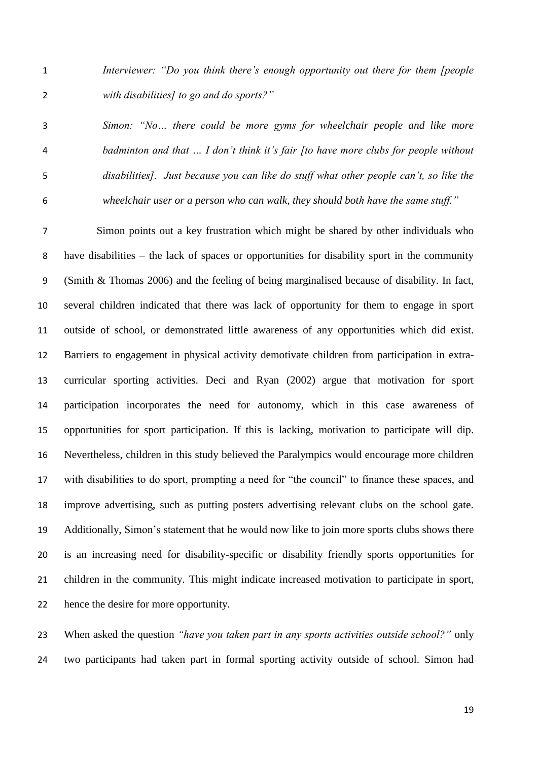*Interviewer: "Do you think there's enough opportunity out there for them [people with disabilities] to go and do sports?"*

*Simon: "No… there could be more gyms for wheelchair people and like more badminton and that … I don't think it's fair [to have more clubs for people without disabilities]. Just because you can like do stuff what other people can't, so like the wheelchair user or a person who can walk, they should both have the same stuff."*

Simon points out a key frustration which might be shared by other individuals who have disabilities – the lack of spaces or opportunities for disability sport in the community (Smith & Thomas 2006) and the feeling of being marginalised because of disability. In fact, several children indicated that there was lack of opportunity for them to engage in sport outside of school, or demonstrated little awareness of any opportunities which did exist. Barriers to engagement in physical activity demotivate children from participation in extra-curricular sporting activities. Deci and Ryan (2002) argue that motivation for sport participation incorporates the need for autonomy, which in this case awareness of opportunities for sport participation. If this is lacking, motivation to participate will dip. Nevertheless, children in this study believed the Paralympics would encourage more children with disabilities to do sport, prompting a need for "the council" to finance these spaces, and improve advertising, such as putting posters advertising relevant clubs on the school gate. Additionally, Simon's statement that he would now like to join more sports clubs shows there is an increasing need for disability-specific or disability friendly sports opportunities for children in the community. This might indicate increased motivation to participate in sport, hence the desire for more opportunity.

When asked the question *"have you taken part in any sports activities outside school?"* only two participants had taken part in formal sporting activity outside of school. Simon had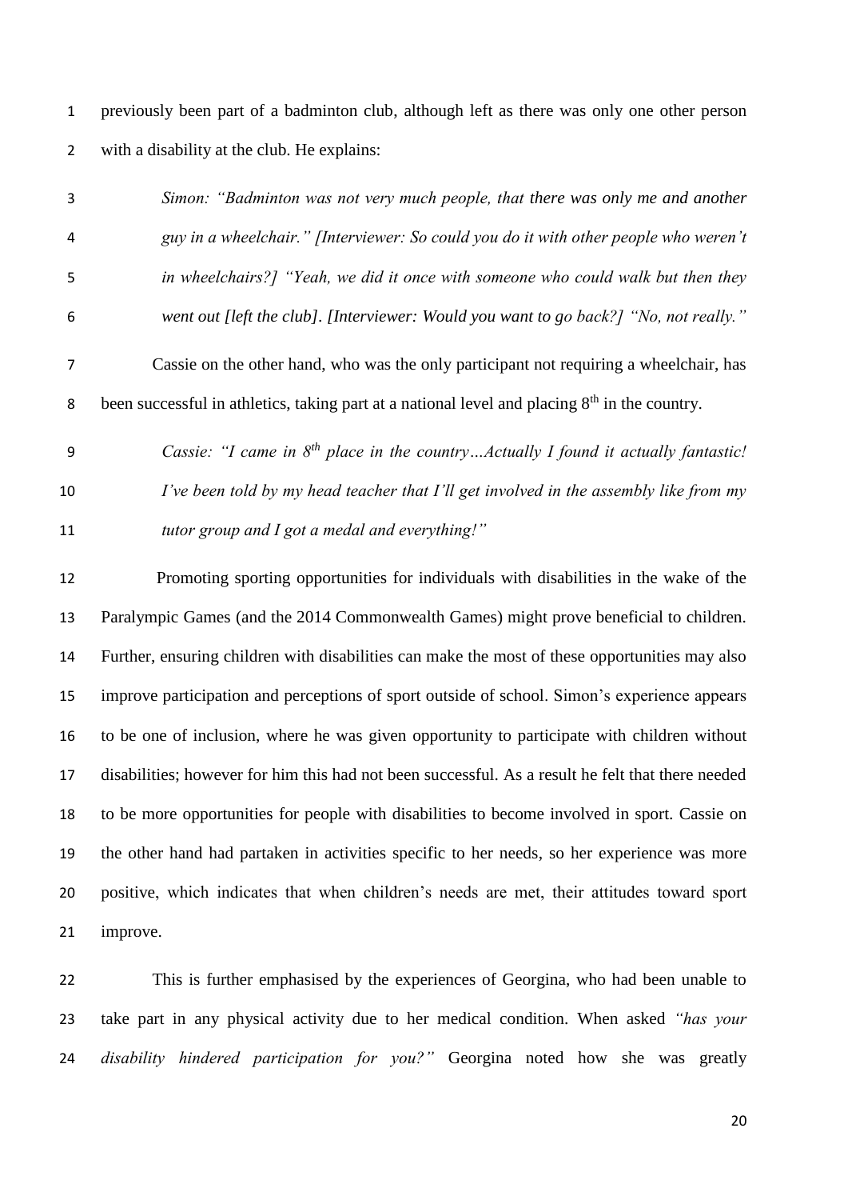previously been part of a badminton club, although left as there was only one other person with a disability at the club. He explains:

> *Simon: "Badminton was not very much people, that there was only me and another guy in a wheelchair." [Interviewer: So could you do it with other people who weren't in wheelchairs?] "Yeah, we did it once with someone who could walk but then they went out [left the club]. [Interviewer: Would you want to go back?] "No, not really."*

Cassie on the other hand, who was the only participant not requiring a wheelchair, has been successful in athletics, taking part at a national level and placing 8th in the country.

> *Cassie: "I came in 8th place in the country…Actually I found it actually fantastic! I've been told by my head teacher that I'll get involved in the assembly like from my tutor group and I got a medal and everything!"*

Promoting sporting opportunities for individuals with disabilities in the wake of the Paralympic Games (and the 2014 Commonwealth Games) might prove beneficial to children. Further, ensuring children with disabilities can make the most of these opportunities may also improve participation and perceptions of sport outside of school. Simon's experience appears to be one of inclusion, where he was given opportunity to participate with children without disabilities; however for him this had not been successful. As a result he felt that there needed to be more opportunities for people with disabilities to become involved in sport. Cassie on the other hand had partaken in activities specific to her needs, so her experience was more positive, which indicates that when children's needs are met, their attitudes toward sport improve.

This is further emphasised by the experiences of Georgina, who had been unable to take part in any physical activity due to her medical condition. When asked *"has your disability hindered participation for you?"* Georgina noted how she was greatly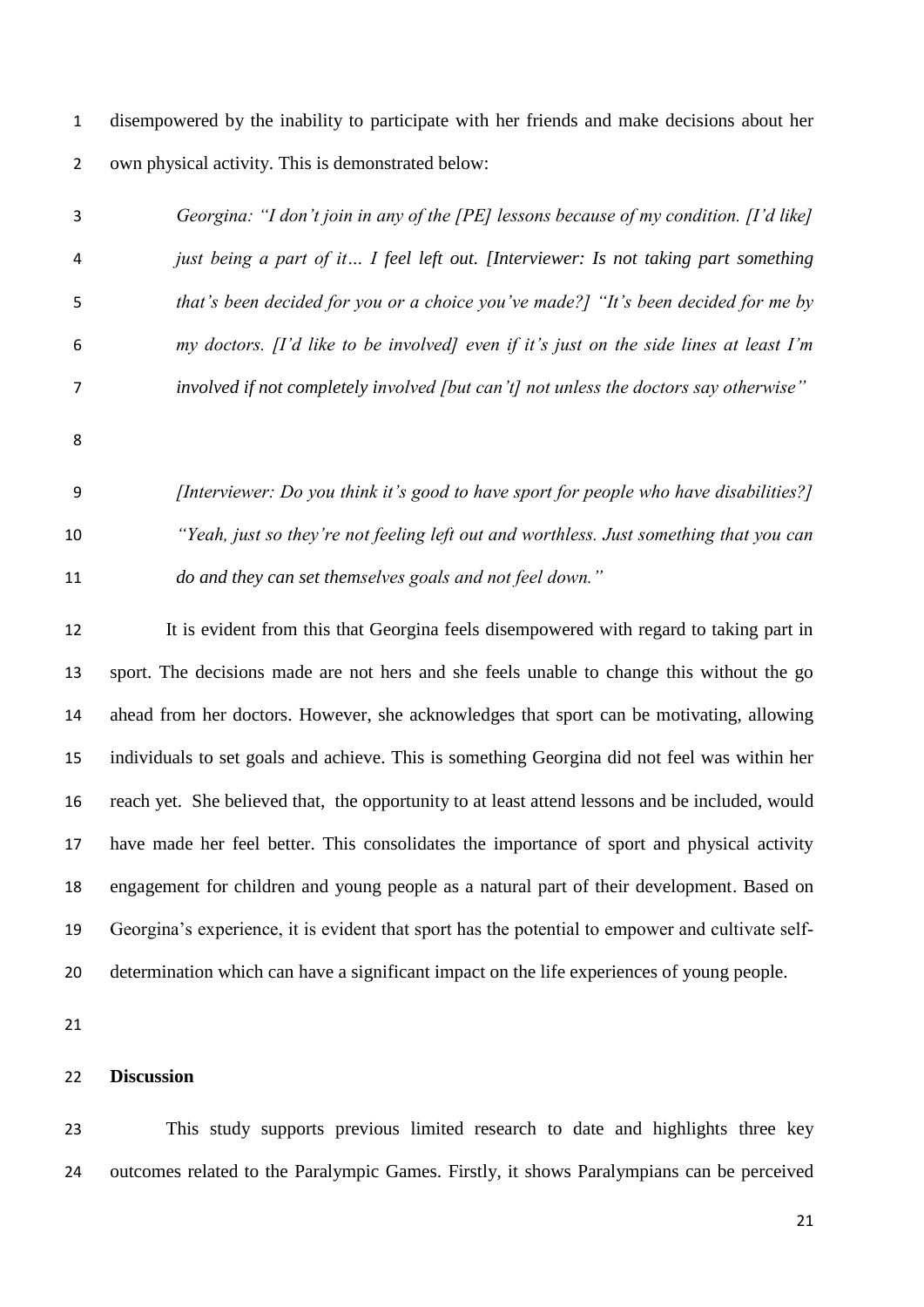disempowered by the inability to participate with her friends and make decisions about her own physical activity. This is demonstrated below:

> *Georgina: "I don't join in any of the [PE] lessons because of my condition. [I'd like] just being a part of it… I feel left out. [Interviewer: Is not taking part something that's been decided for you or a choice you've made?] "It's been decided for me by my doctors. [I'd like to be involved] even if it's just on the side lines at least I'm involved if not completely involved [but can't] not unless the doctors say otherwise"*

> *[Interviewer: Do you think it's good to have sport for people who have disabilities?] "Yeah, just so they're not feeling left out and worthless. Just something that you can do and they can set themselves goals and not feel down."*

It is evident from this that Georgina feels disempowered with regard to taking part in sport. The decisions made are not hers and she feels unable to change this without the go ahead from her doctors. However, she acknowledges that sport can be motivating, allowing individuals to set goals and achieve. This is something Georgina did not feel was within her reach yet. She believed that, the opportunity to at least attend lessons and be included, would have made her feel better. This consolidates the importance of sport and physical activity engagement for children and young people as a natural part of their development. Based on Georgina's experience, it is evident that sport has the potential to empower and cultivate self-determination which can have a significant impact on the life experiences of young people.

## Discussion

This study supports previous limited research to date and highlights three key outcomes related to the Paralympic Games. Firstly, it shows Paralympians can be perceived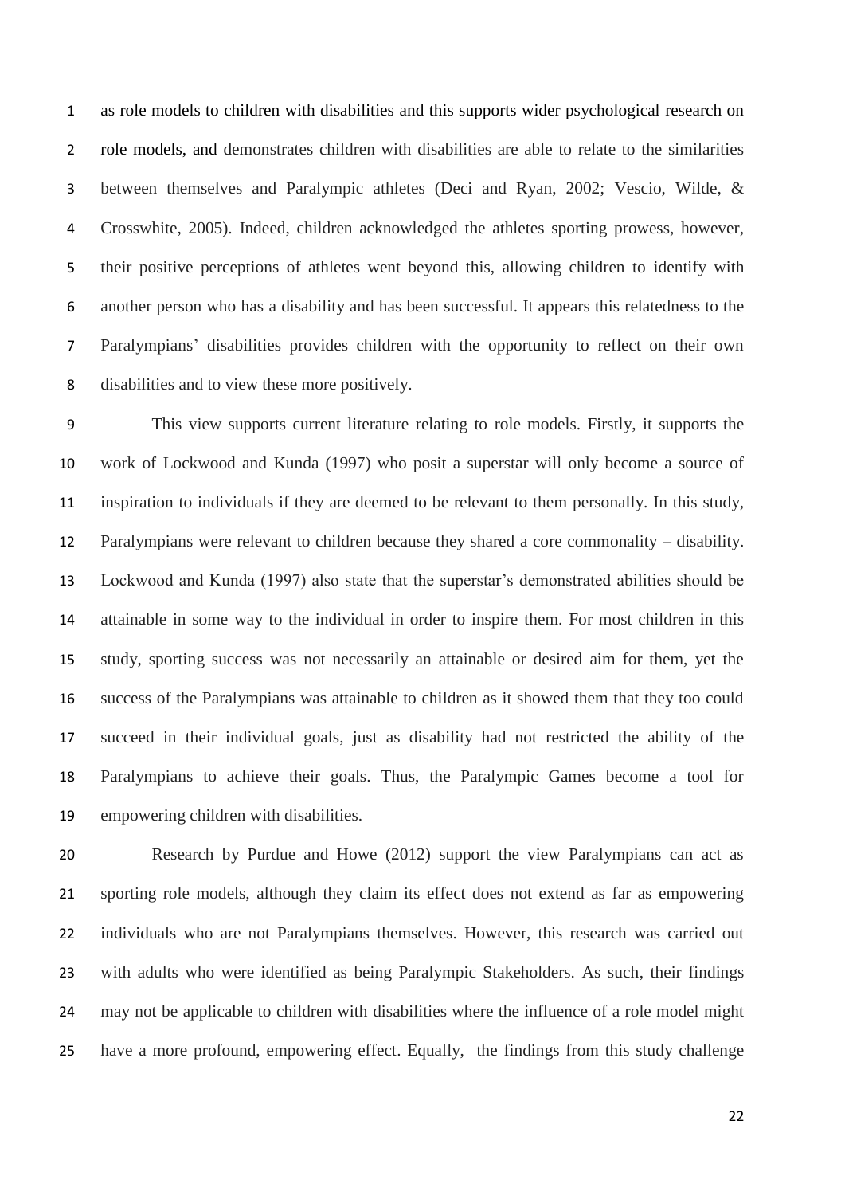as role models to children with disabilities and this supports wider psychological research on role models, and demonstrates children with disabilities are able to relate to the similarities between themselves and Paralympic athletes (Deci and Ryan, 2002; Vescio, Wilde, & Crosswhite, 2005). Indeed, children acknowledged the athletes sporting prowess, however, their positive perceptions of athletes went beyond this, allowing children to identify with another person who has a disability and has been successful. It appears this relatedness to the Paralympians' disabilities provides children with the opportunity to reflect on their own disabilities and to view these more positively.

This view supports current literature relating to role models. Firstly, it supports the work of Lockwood and Kunda (1997) who posit a superstar will only become a source of inspiration to individuals if they are deemed to be relevant to them personally. In this study, Paralympians were relevant to children because they shared a core commonality – disability. Lockwood and Kunda (1997) also state that the superstar's demonstrated abilities should be attainable in some way to the individual in order to inspire them. For most children in this study, sporting success was not necessarily an attainable or desired aim for them, yet the success of the Paralympians was attainable to children as it showed them that they too could succeed in their individual goals, just as disability had not restricted the ability of the Paralympians to achieve their goals. Thus, the Paralympic Games become a tool for empowering children with disabilities.

Research by Purdue and Howe (2012) support the view Paralympians can act as sporting role models, although they claim its effect does not extend as far as empowering individuals who are not Paralympians themselves. However, this research was carried out with adults who were identified as being Paralympic Stakeholders. As such, their findings may not be applicable to children with disabilities where the influence of a role model might have a more profound, empowering effect. Equally, the findings from this study challenge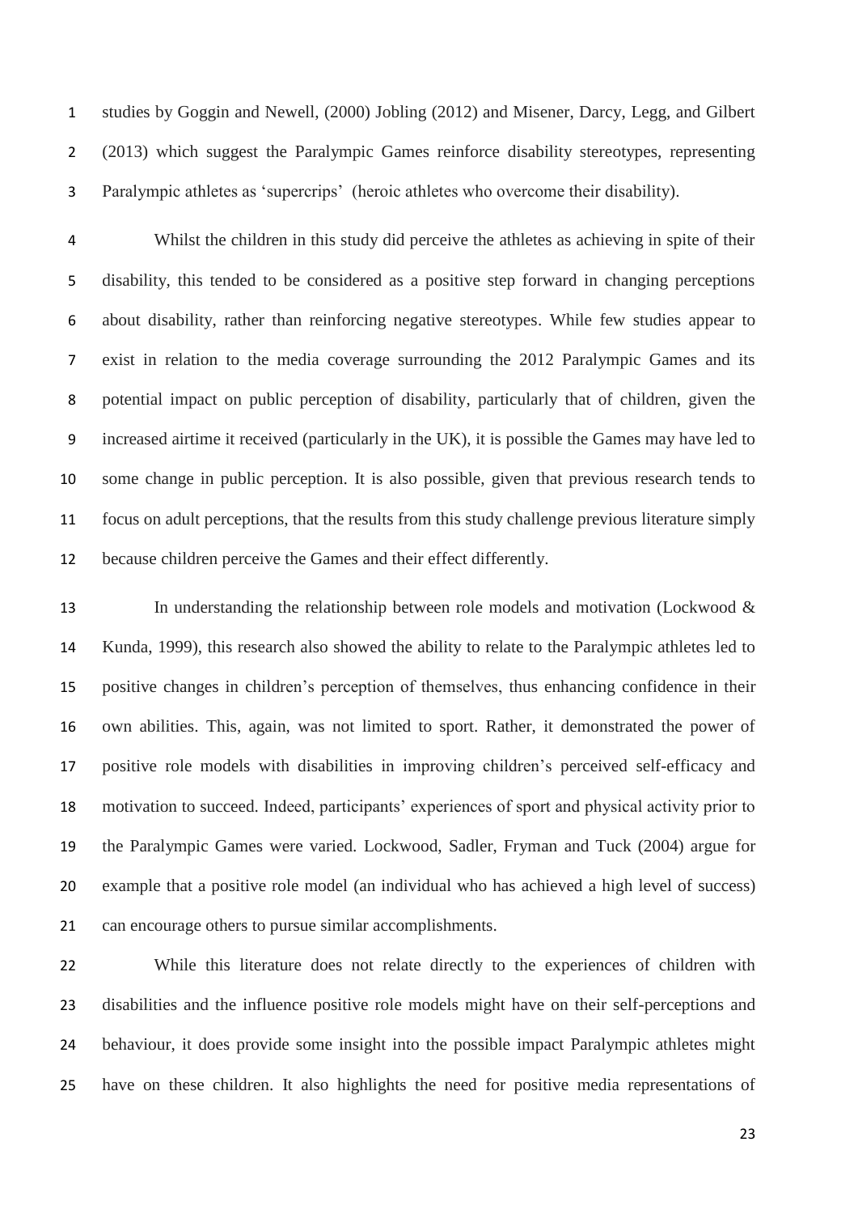studies by Goggin and Newell, (2000) Jobling (2012) and Misener, Darcy, Legg, and Gilbert (2013) which suggest the Paralympic Games reinforce disability stereotypes, representing Paralympic athletes as 'supercrips' (heroic athletes who overcome their disability).

Whilst the children in this study did perceive the athletes as achieving in spite of their disability, this tended to be considered as a positive step forward in changing perceptions about disability, rather than reinforcing negative stereotypes. While few studies appear to exist in relation to the media coverage surrounding the 2012 Paralympic Games and its potential impact on public perception of disability, particularly that of children, given the increased airtime it received (particularly in the UK), it is possible the Games may have led to some change in public perception. It is also possible, given that previous research tends to focus on adult perceptions, that the results from this study challenge previous literature simply because children perceive the Games and their effect differently.

In understanding the relationship between role models and motivation (Lockwood & Kunda, 1999), this research also showed the ability to relate to the Paralympic athletes led to positive changes in children's perception of themselves, thus enhancing confidence in their own abilities. This, again, was not limited to sport. Rather, it demonstrated the power of positive role models with disabilities in improving children's perceived self-efficacy and motivation to succeed. Indeed, participants' experiences of sport and physical activity prior to the Paralympic Games were varied. Lockwood, Sadler, Fryman and Tuck (2004) argue for example that a positive role model (an individual who has achieved a high level of success) can encourage others to pursue similar accomplishments.

While this literature does not relate directly to the experiences of children with disabilities and the influence positive role models might have on their self-perceptions and behaviour, it does provide some insight into the possible impact Paralympic athletes might have on these children. It also highlights the need for positive media representations of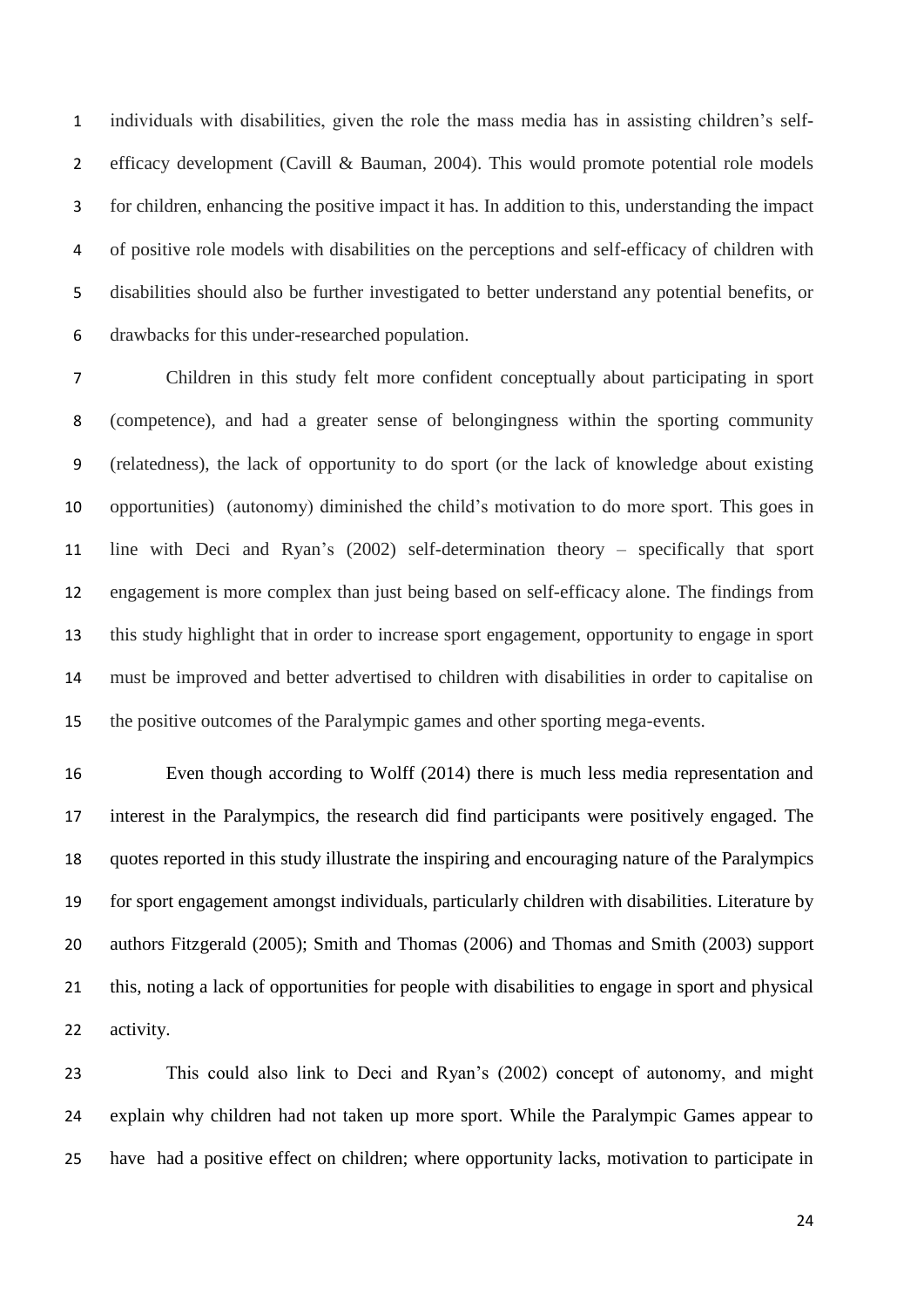individuals with disabilities, given the role the mass media has in assisting children's self-efficacy development (Cavill & Bauman, 2004). This would promote potential role models for children, enhancing the positive impact it has. In addition to this, understanding the impact of positive role models with disabilities on the perceptions and self-efficacy of children with disabilities should also be further investigated to better understand any potential benefits, or drawbacks for this under-researched population.

Children in this study felt more confident conceptually about participating in sport (competence), and had a greater sense of belongingness within the sporting community (relatedness), the lack of opportunity to do sport (or the lack of knowledge about existing opportunities) (autonomy) diminished the child's motivation to do more sport. This goes in line with Deci and Ryan's (2002) self-determination theory – specifically that sport engagement is more complex than just being based on self-efficacy alone. The findings from this study highlight that in order to increase sport engagement, opportunity to engage in sport must be improved and better advertised to children with disabilities in order to capitalise on the positive outcomes of the Paralympic games and other sporting mega-events.

Even though according to Wolff (2014) there is much less media representation and interest in the Paralympics, the research did find participants were positively engaged. The quotes reported in this study illustrate the inspiring and encouraging nature of the Paralympics for sport engagement amongst individuals, particularly children with disabilities. Literature by authors Fitzgerald (2005); Smith and Thomas (2006) and Thomas and Smith (2003) support this, noting a lack of opportunities for people with disabilities to engage in sport and physical activity.

This could also link to Deci and Ryan's (2002) concept of autonomy, and might explain why children had not taken up more sport. While the Paralympic Games appear to have had a positive effect on children; where opportunity lacks, motivation to participate in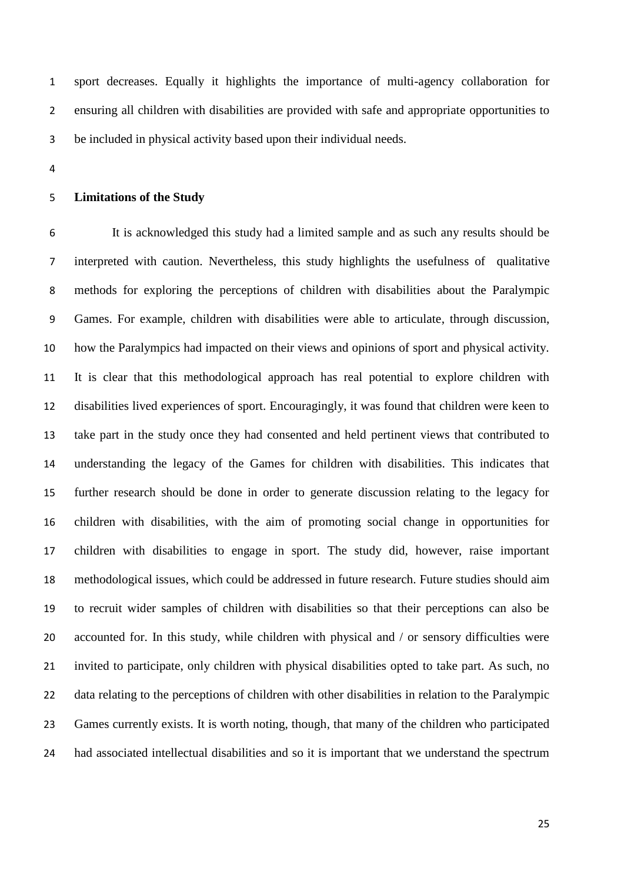sport decreases. Equally it highlights the importance of multi-agency collaboration for ensuring all children with disabilities are provided with safe and appropriate opportunities to be included in physical activity based upon their individual needs.

## Limitations of the Study

It is acknowledged this study had a limited sample and as such any results should be interpreted with caution. Nevertheless, this study highlights the usefulness of qualitative methods for exploring the perceptions of children with disabilities about the Paralympic Games. For example, children with disabilities were able to articulate, through discussion, how the Paralympics had impacted on their views and opinions of sport and physical activity. It is clear that this methodological approach has real potential to explore children with disabilities lived experiences of sport. Encouragingly, it was found that children were keen to take part in the study once they had consented and held pertinent views that contributed to understanding the legacy of the Games for children with disabilities. This indicates that further research should be done in order to generate discussion relating to the legacy for children with disabilities, with the aim of promoting social change in opportunities for children with disabilities to engage in sport. The study did, however, raise important methodological issues, which could be addressed in future research. Future studies should aim to recruit wider samples of children with disabilities so that their perceptions can also be accounted for. In this study, while children with physical and / or sensory difficulties were invited to participate, only children with physical disabilities opted to take part. As such, no data relating to the perceptions of children with other disabilities in relation to the Paralympic Games currently exists. It is worth noting, though, that many of the children who participated had associated intellectual disabilities and so it is important that we understand the spectrum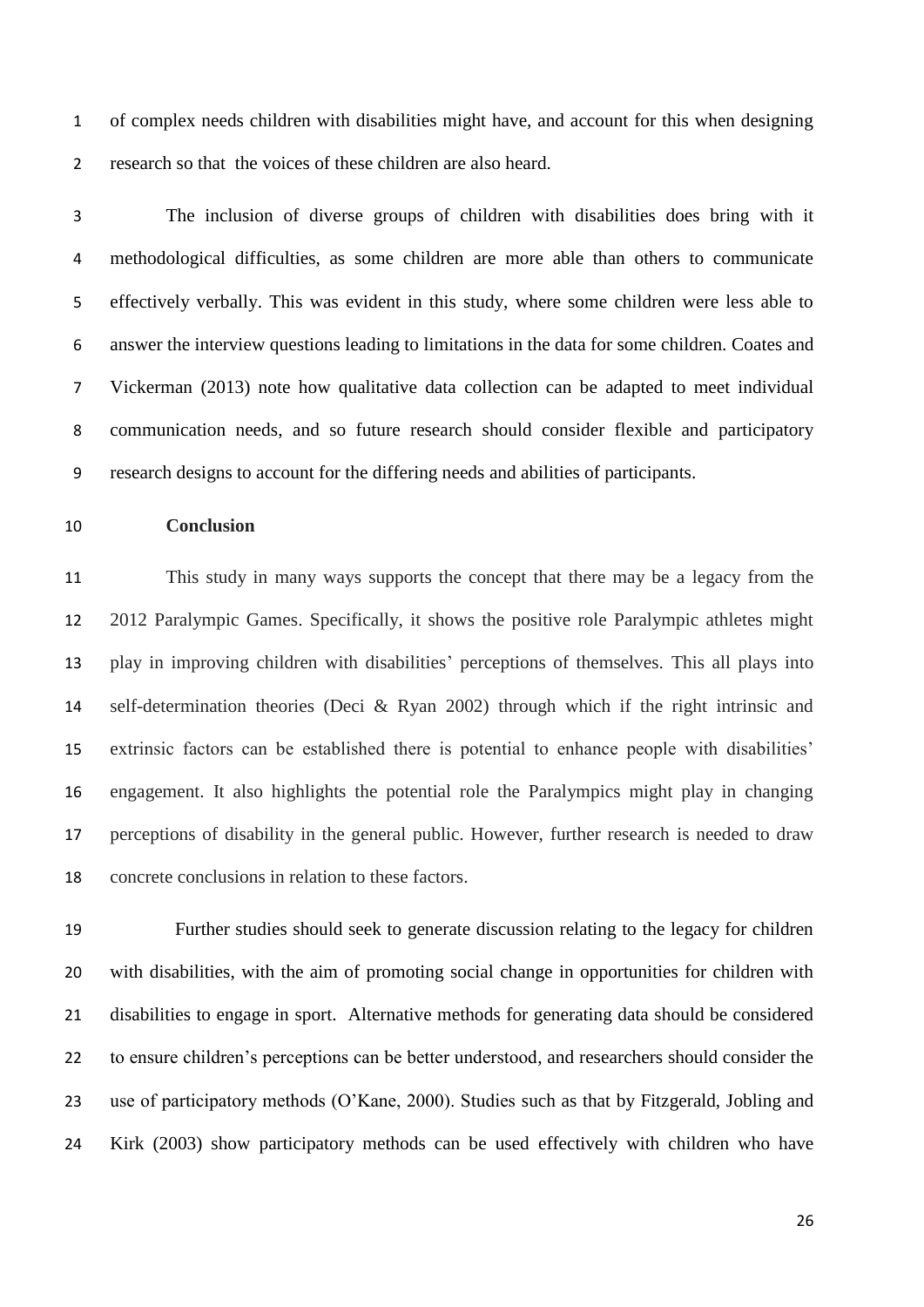of complex needs children with disabilities might have, and account for this when designing research so that the voices of these children are also heard.

The inclusion of diverse groups of children with disabilities does bring with it methodological difficulties, as some children are more able than others to communicate effectively verbally. This was evident in this study, where some children were less able to answer the interview questions leading to limitations in the data for some children. Coates and Vickerman (2013) note how qualitative data collection can be adapted to meet individual communication needs, and so future research should consider flexible and participatory research designs to account for the differing needs and abilities of participants.

## Conclusion

This study in many ways supports the concept that there may be a legacy from the 2012 Paralympic Games. Specifically, it shows the positive role Paralympic athletes might play in improving children with disabilities' perceptions of themselves. This all plays into self-determination theories (Deci & Ryan 2002) through which if the right intrinsic and extrinsic factors can be established there is potential to enhance people with disabilities' engagement. It also highlights the potential role the Paralympics might play in changing perceptions of disability in the general public. However, further research is needed to draw concrete conclusions in relation to these factors.

Further studies should seek to generate discussion relating to the legacy for children with disabilities, with the aim of promoting social change in opportunities for children with disabilities to engage in sport. Alternative methods for generating data should be considered to ensure children's perceptions can be better understood, and researchers should consider the use of participatory methods (O'Kane, 2000). Studies such as that by Fitzgerald, Jobling and Kirk (2003) show participatory methods can be used effectively with children who have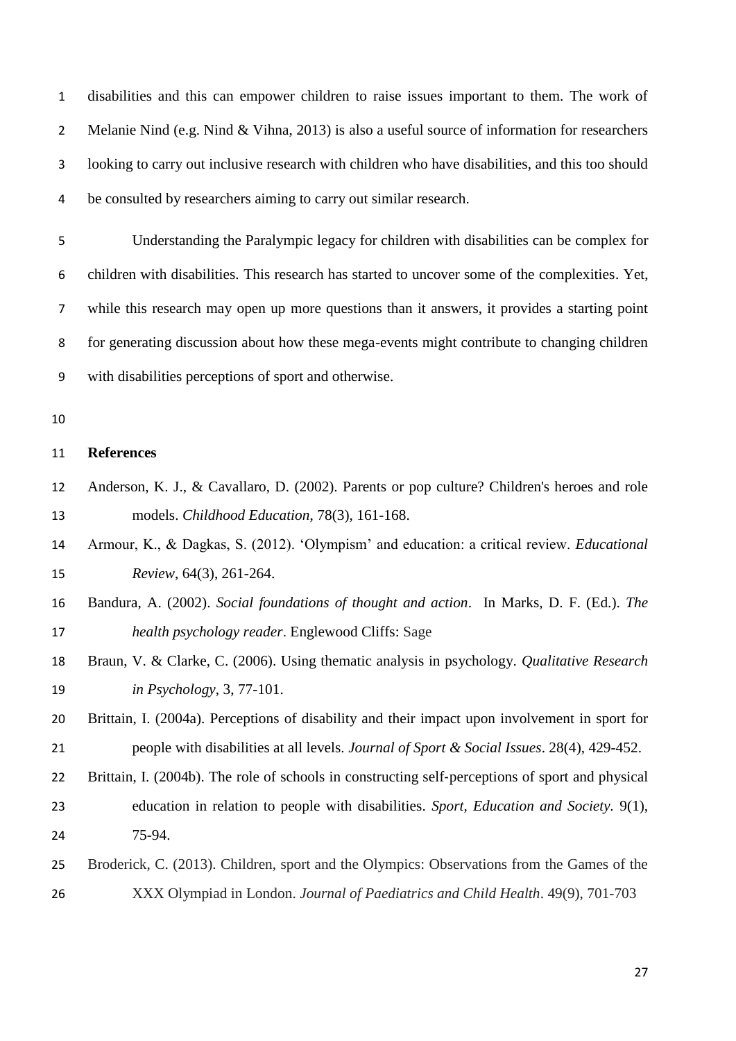disabilities and this can empower children to raise issues important to them. The work of Melanie Nind (e.g. Nind & Vihna, 2013) is also a useful source of information for researchers looking to carry out inclusive research with children who have disabilities, and this too should be consulted by researchers aiming to carry out similar research.

Understanding the Paralympic legacy for children with disabilities can be complex for children with disabilities. This research has started to uncover some of the complexities. Yet, while this research may open up more questions than it answers, it provides a starting point for generating discussion about how these mega-events might contribute to changing children with disabilities perceptions of sport and otherwise.

## References

Anderson, K. J., & Cavallaro, D. (2002). Parents or pop culture? Children's heroes and role models. *Childhood Education*, 78(3), 161-168.

Armour, K., & Dagkas, S. (2012). 'Olympism' and education: a critical review. *Educational Review*, 64(3), 261-264.

Bandura, A. (2002). *Social foundations of thought and action*. In Marks, D. F. (Ed.). *The health psychology reader*. Englewood Cliffs: Sage

Braun, V. & Clarke, C. (2006). Using thematic analysis in psychology. *Qualitative Research in Psychology*, 3, 77-101.

Brittain, I. (2004a). Perceptions of disability and their impact upon involvement in sport for people with disabilities at all levels. *Journal of Sport & Social Issues*. 28(4), 429-452.

Brittain, I. (2004b). The role of schools in constructing self-perceptions of sport and physical education in relation to people with disabilities. *Sport, Education and Society.* 9(1), 75-94.

Broderick, C. (2013). Children, sport and the Olympics: Observations from the Games of the XXX Olympiad in London. *Journal of Paediatrics and Child Health*. 49(9), 701-703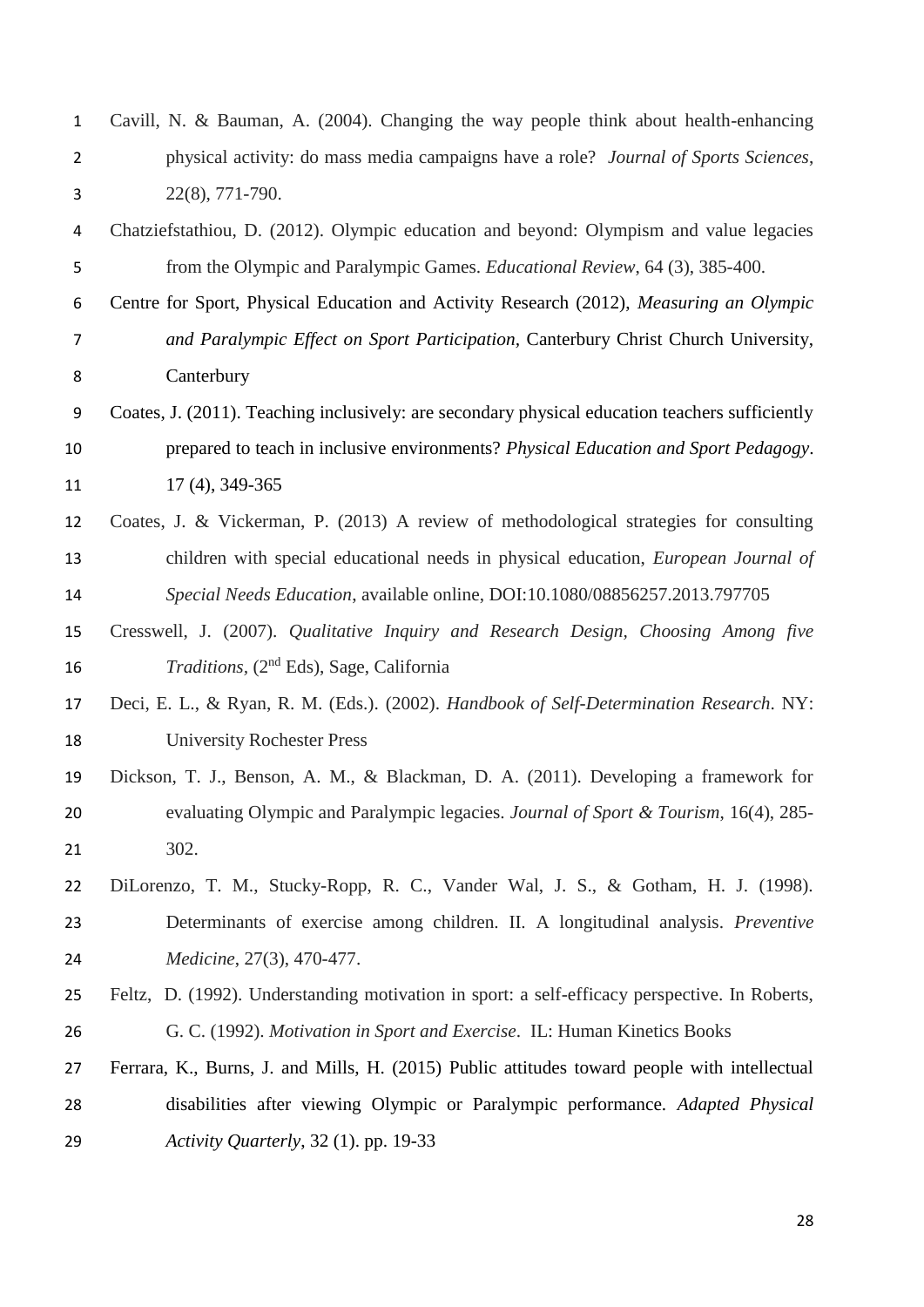Cavill, N. & Bauman, A. (2004). Changing the way people think about health-enhancing physical activity: do mass media campaigns have a role? *Journal of Sports Sciences*, 22(8), 771-790.

Chatziefstathiou, D. (2012). Olympic education and beyond: Olympism and value legacies from the Olympic and Paralympic Games. *Educational Review*, 64 (3), 385-400.

Centre for Sport, Physical Education and Activity Research (2012), *Measuring an Olympic and Paralympic Effect on Sport Participation*, Canterbury Christ Church University, Canterbury

Coates, J. (2011). Teaching inclusively: are secondary physical education teachers sufficiently prepared to teach in inclusive environments? *Physical Education and Sport Pedagogy*. 17 (4), 349-365

Coates, J. & Vickerman, P. (2013) A review of methodological strategies for consulting children with special educational needs in physical education, *European Journal of Special Needs Education*, available online, DOI:10.1080/08856257.2013.797705

Cresswell, J. (2007). *Qualitative Inquiry and Research Design, Choosing Among five Traditions*, (2nd Eds), Sage, California

Deci, E. L., & Ryan, R. M. (Eds.). (2002). *Handbook of Self-Determination Research*. NY: University Rochester Press

Dickson, T. J., Benson, A. M., & Blackman, D. A. (2011). Developing a framework for evaluating Olympic and Paralympic legacies. *Journal of Sport & Tourism*, 16(4), 285-302.

DiLorenzo, T. M., Stucky-Ropp, R. C., Vander Wal, J. S., & Gotham, H. J. (1998). Determinants of exercise among children. II. A longitudinal analysis. *Preventive Medicine*, 27(3), 470-477.

Feltz, D. (1992). Understanding motivation in sport: a self-efficacy perspective. In Roberts, G. C. (1992). *Motivation in Sport and Exercise*. IL: Human Kinetics Books

Ferrara, K., Burns, J. and Mills, H. (2015) Public attitudes toward people with intellectual disabilities after viewing Olympic or Paralympic performance. *Adapted Physical Activity Quarterly*, 32 (1). pp. 19-33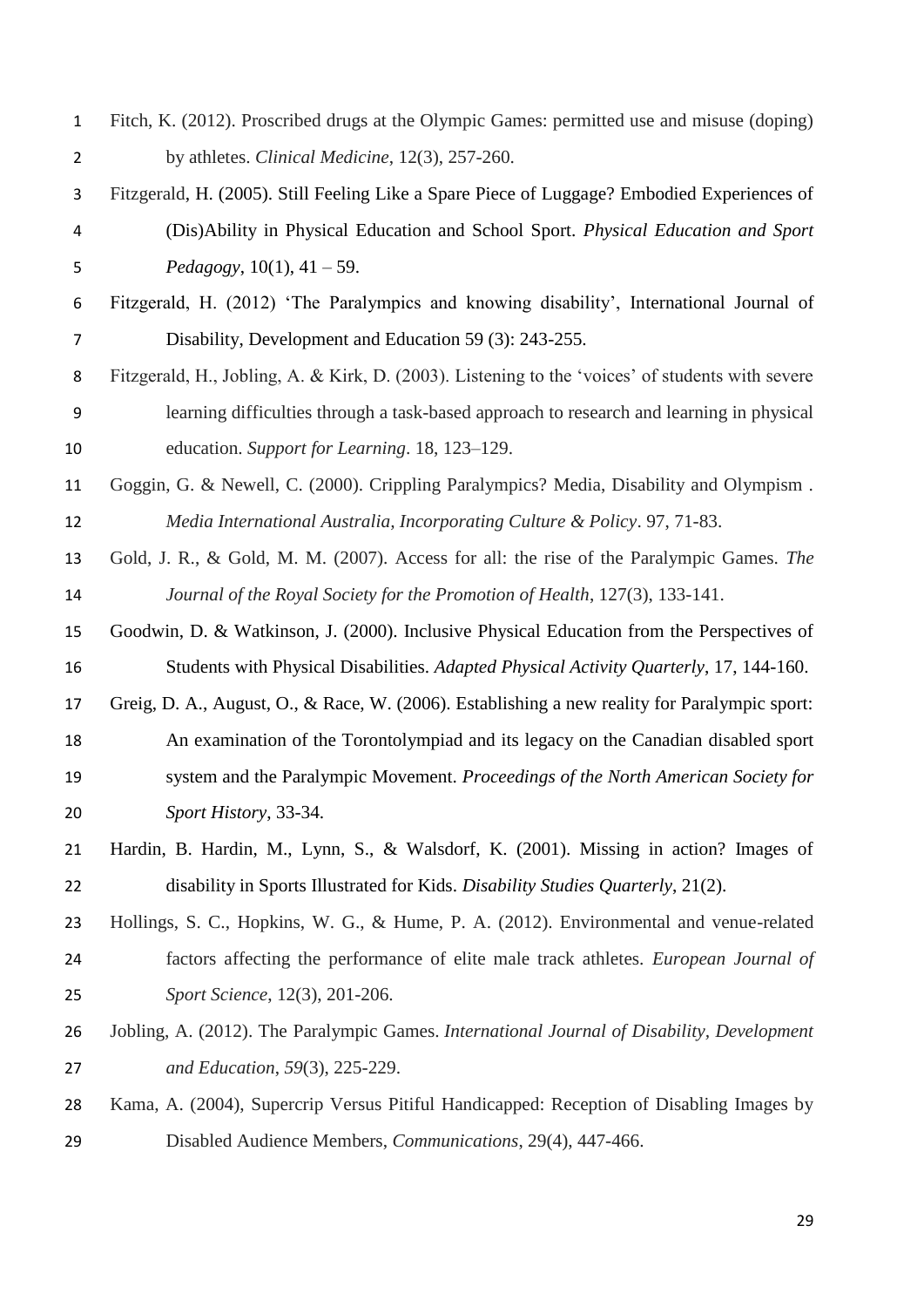Fitch, K. (2012). Proscribed drugs at the Olympic Games: permitted use and misuse (doping) by athletes. *Clinical Medicine*, 12(3), 257-260.

Fitzgerald, H. (2005). Still Feeling Like a Spare Piece of Luggage? Embodied Experiences of (Dis)Ability in Physical Education and School Sport. *Physical Education and Sport Pedagogy*, 10(1), 41 – 59.

Fitzgerald, H. (2012) 'The Paralympics and knowing disability', International Journal of Disability, Development and Education 59 (3): 243-255.

Fitzgerald, H., Jobling, A. & Kirk, D. (2003). Listening to the 'voices' of students with severe learning difficulties through a task-based approach to research and learning in physical education. *Support for Learning*. 18, 123–129.

Goggin, G. & Newell, C. (2000). Crippling Paralympics? Media, Disability and Olympism . *Media International Australia, Incorporating Culture & Policy*. 97, 71-83.

Gold, J. R., & Gold, M. M. (2007). Access for all: the rise of the Paralympic Games. *The Journal of the Royal Society for the Promotion of Health*, 127(3), 133-141.

Goodwin, D. & Watkinson, J. (2000). Inclusive Physical Education from the Perspectives of Students with Physical Disabilities. *Adapted Physical Activity Quarterly*, 17, 144-160.

Greig, D. A., August, O., & Race, W. (2006). Establishing a new reality for Paralympic sport: An examination of the Torontolympiad and its legacy on the Canadian disabled sport system and the Paralympic Movement. *Proceedings of the North American Society for Sport History*, 33-34.

Hardin, B. Hardin, M., Lynn, S., & Walsdorf, K. (2001). Missing in action? Images of disability in Sports Illustrated for Kids. *Disability Studies Quarterly*, 21(2).

Hollings, S. C., Hopkins, W. G., & Hume, P. A. (2012). Environmental and venue-related factors affecting the performance of elite male track athletes. *European Journal of Sport Science*, 12(3), 201-206.

Jobling, A. (2012). The Paralympic Games. *International Journal of Disability, Development and Education*, *59*(3), 225-229.

Kama, A. (2004), Supercrip Versus Pitiful Handicapped: Reception of Disabling Images by Disabled Audience Members, *Communications*, 29(4), 447-466.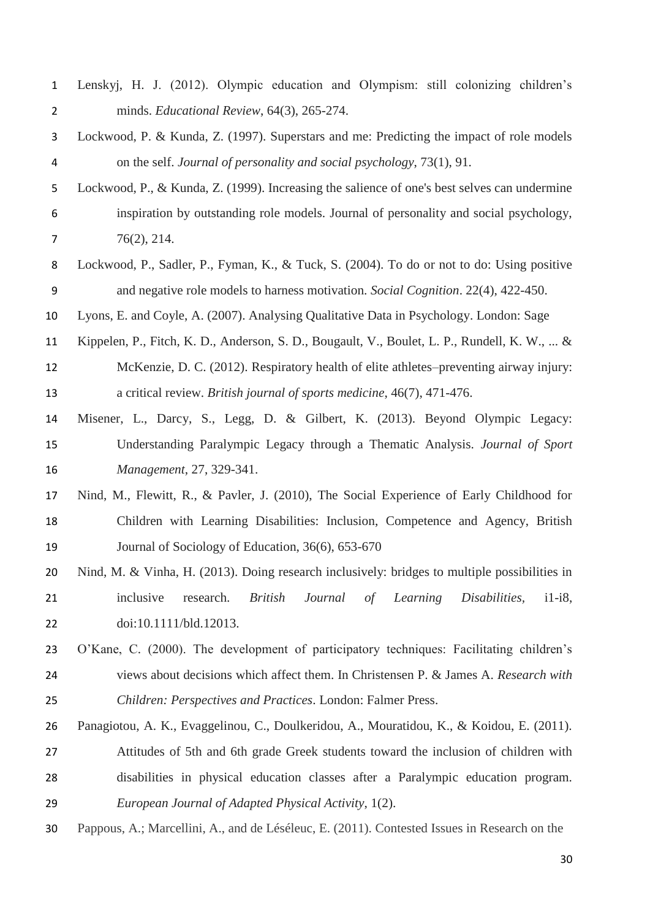Lenskyj, H. J. (2012). Olympic education and Olympism: still colonizing children's minds. *Educational Review*, 64(3), 265-274.

Lockwood, P. & Kunda, Z. (1997). Superstars and me: Predicting the impact of role models on the self. *Journal of personality and social psychology*, 73(1), 91.

Lockwood, P., & Kunda, Z. (1999). Increasing the salience of one's best selves can undermine inspiration by outstanding role models. Journal of personality and social psychology, 76(2), 214.

Lockwood, P., Sadler, P., Fyman, K., & Tuck, S. (2004). To do or not to do: Using positive and negative role models to harness motivation. *Social Cognition*. 22(4), 422-450.

Lyons, E. and Coyle, A. (2007). Analysing Qualitative Data in Psychology. London: Sage

Kippelen, P., Fitch, K. D., Anderson, S. D., Bougault, V., Boulet, L. P., Rundell, K. W., ... & McKenzie, D. C. (2012). Respiratory health of elite athletes–preventing airway injury: a critical review. *British journal of sports medicine*, 46(7), 471-476.

Misener, L., Darcy, S., Legg, D. & Gilbert, K. (2013). Beyond Olympic Legacy: Understanding Paralympic Legacy through a Thematic Analysis. *Journal of Sport Management*, 27, 329-341.

Nind, M., Flewitt, R., & Pavler, J. (2010), The Social Experience of Early Childhood for Children with Learning Disabilities: Inclusion, Competence and Agency, British Journal of Sociology of Education, 36(6), 653-670

Nind, M. & Vinha, H. (2013). Doing research inclusively: bridges to multiple possibilities in inclusive research. *British Journal of Learning Disabilities*, i1-i8, doi:10.1111/bld.12013.

O'Kane, C. (2000). The development of participatory techniques: Facilitating children's views about decisions which affect them. In Christensen P. & James A. *Research with Children: Perspectives and Practices*. London: Falmer Press.

Panagiotou, A. K., Evaggelinou, C., Doulkeridou, A., Mouratidou, K., & Koidou, E. (2011). Attitudes of 5th and 6th grade Greek students toward the inclusion of children with disabilities in physical education classes after a Paralympic education program. *European Journal of Adapted Physical Activity*, 1(2).

Pappous, A.; Marcellini, A., and de Léséleuc, E. (2011). Contested Issues in Research on the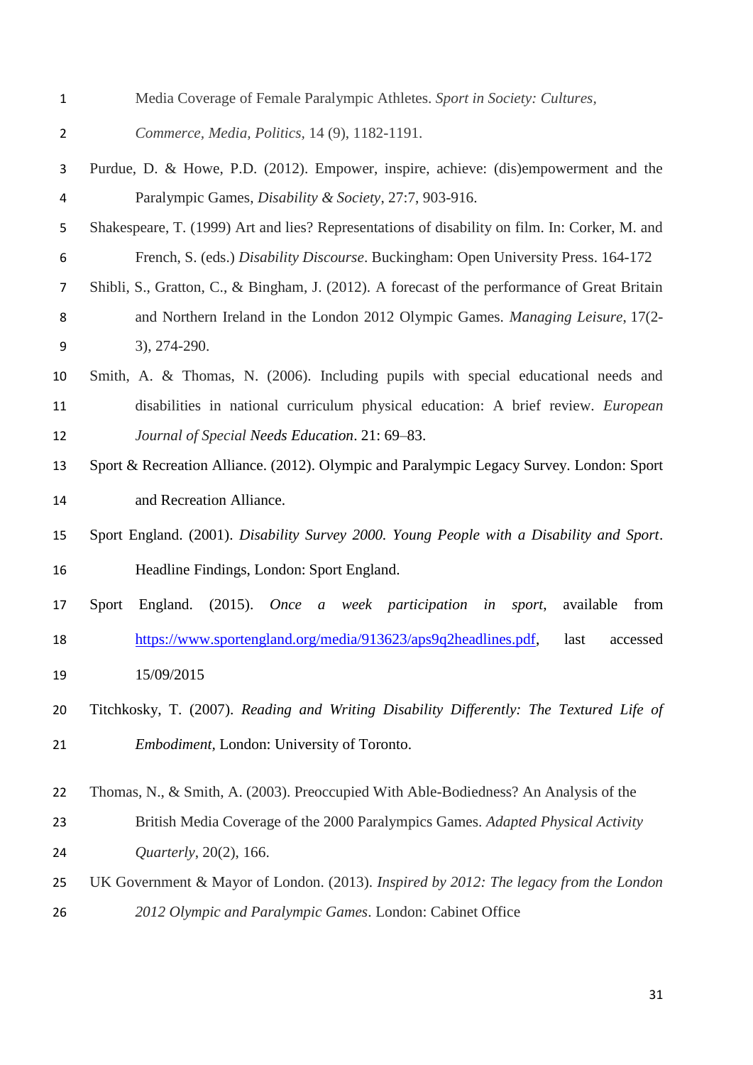Media Coverage of Female Paralympic Athletes. *Sport in Society: Cultures, Commerce, Media, Politics*, 14 (9), 1182-1191.

Purdue, D. & Howe, P.D. (2012). Empower, inspire, achieve: (dis)empowerment and the Paralympic Games, *Disability & Society*, 27:7, 903-916.

Shakespeare, T. (1999) Art and lies? Representations of disability on film. In: Corker, M. and French, S. (eds.) *Disability Discourse*. Buckingham: Open University Press. 164-172

Shibli, S., Gratton, C., & Bingham, J. (2012). A forecast of the performance of Great Britain and Northern Ireland in the London 2012 Olympic Games. *Managing Leisure*, 17(2-3), 274-290.

Smith, A. & Thomas, N. (2006). Including pupils with special educational needs and disabilities in national curriculum physical education: A brief review. *European Journal of Special Needs Education*. 21: 69–83.

Sport & Recreation Alliance. (2012). Olympic and Paralympic Legacy Survey. London: Sport and Recreation Alliance.

Sport England. (2001). *Disability Survey 2000. Young People with a Disability and Sport*. Headline Findings, London: Sport England.

Sport England. (2015). *Once a week participation in sport*, available from https://www.sportengland.org/media/913623/aps9q2headlines.pdf, last accessed 15/09/2015

Titchkosky, T. (2007). *Reading and Writing Disability Differently: The Textured Life of Embodiment*, London: University of Toronto.

Thomas, N., & Smith, A. (2003). Preoccupied With Able-Bodiedness? An Analysis of the British Media Coverage of the 2000 Paralympics Games. *Adapted Physical Activity Quarterly*, 20(2), 166.

UK Government & Mayor of London. (2013). *Inspired by 2012: The legacy from the London 2012 Olympic and Paralympic Games*. London: Cabinet Office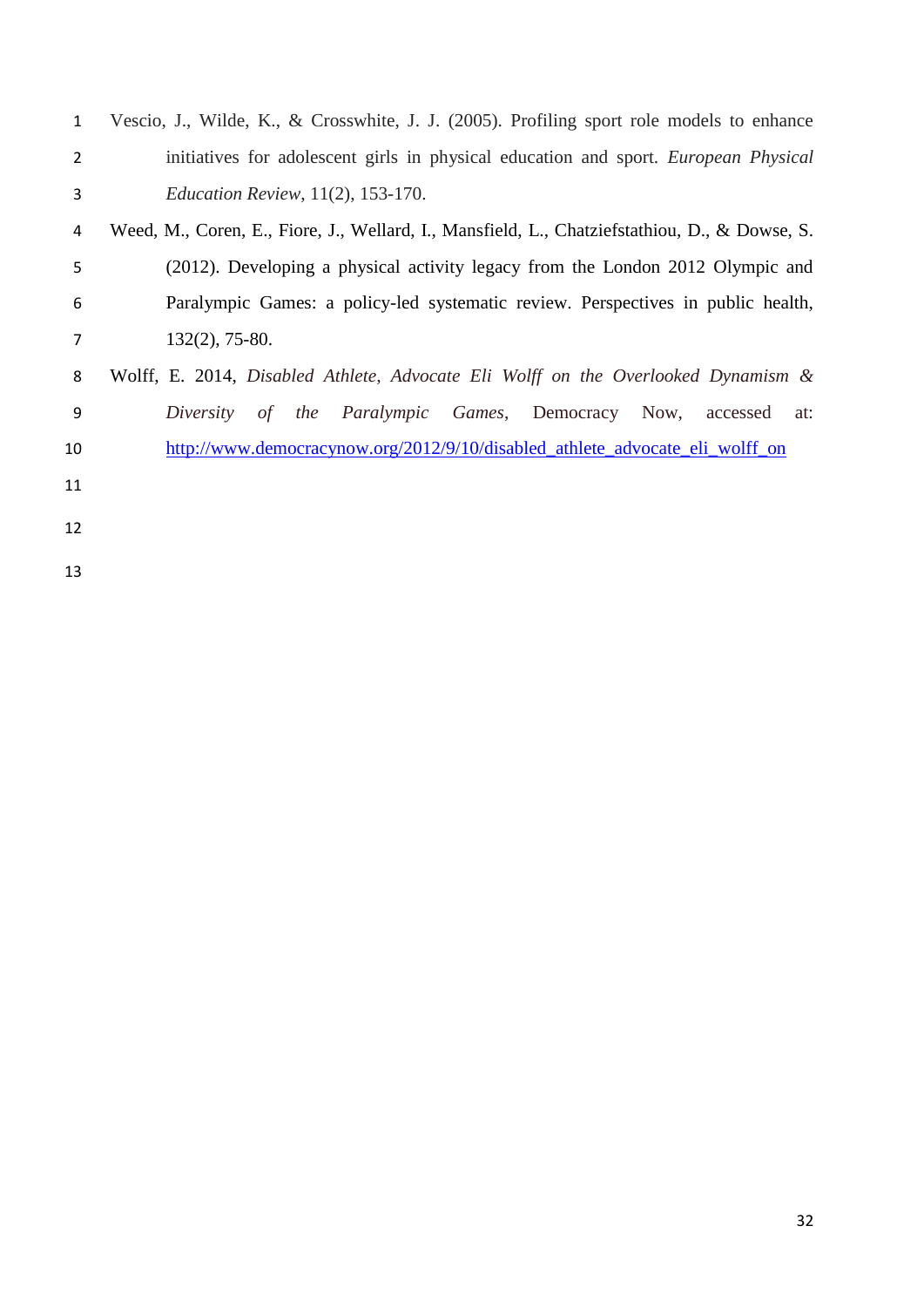Vescio, J., Wilde, K., & Crosswhite, J. J. (2005). Profiling sport role models to enhance initiatives for adolescent girls in physical education and sport. *European Physical Education Review*, 11(2), 153-170.

Weed, M., Coren, E., Fiore, J., Wellard, I., Mansfield, L., Chatziefstathiou, D., & Dowse, S. (2012). Developing a physical activity legacy from the London 2012 Olympic and Paralympic Games: a policy-led systematic review. Perspectives in public health, 132(2), 75-80.

Wolff, E. 2014, *Disabled Athlete, Advocate Eli Wolff on the Overlooked Dynamism & Diversity of the Paralympic Games*, Democracy Now, accessed at: http://www.democracynow.org/2012/9/10/disabled_athlete_advocate_eli_wolff_on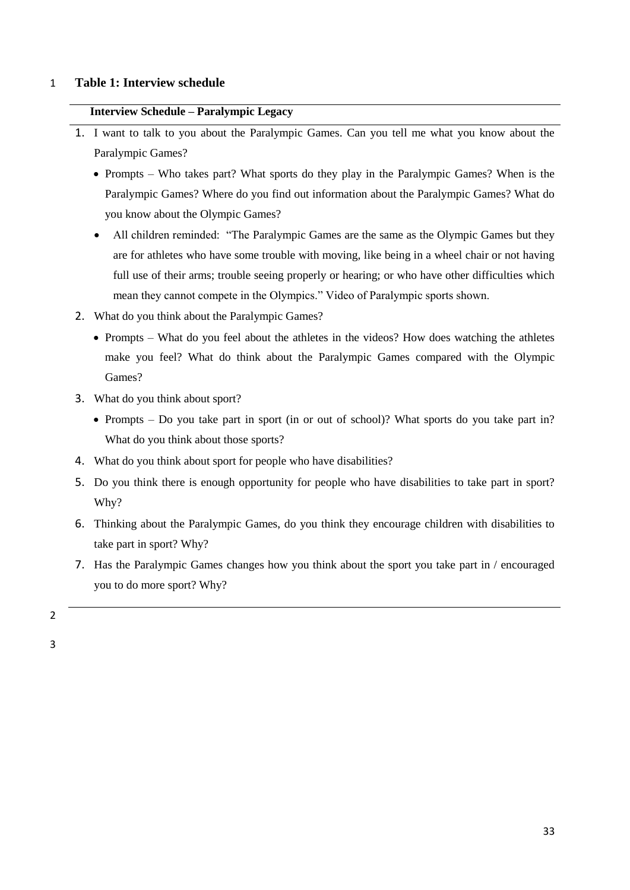**Table 1: Interview schedule**

**Interview Schedule – Paralympic Legacy**

1. I want to talk to you about the Paralympic Games. Can you tell me what you know about the Paralympic Games?
   - Prompts – Who takes part? What sports do they play in the Paralympic Games? When is the Paralympic Games? Where do you find out information about the Paralympic Games? What do you know about the Olympic Games?
   - All children reminded: "The Paralympic Games are the same as the Olympic Games but they are for athletes who have some trouble with moving, like being in a wheel chair or not having full use of their arms; trouble seeing properly or hearing; or who have other difficulties which mean they cannot compete in the Olympics." Video of Paralympic sports shown.
2. What do you think about the Paralympic Games?
   - Prompts – What do you feel about the athletes in the videos? How does watching the athletes make you feel? What do think about the Paralympic Games compared with the Olympic Games?
3. What do you think about sport?
   - Prompts – Do you take part in sport (in or out of school)? What sports do you take part in? What do you think about those sports?
4. What do you think about sport for people who have disabilities?
5. Do you think there is enough opportunity for people who have disabilities to take part in sport? Why?
6. Thinking about the Paralympic Games, do you think they encourage children with disabilities to take part in sport? Why?
7. Has the Paralympic Games changes how you think about the sport you take part in / encouraged you to do more sport? Why?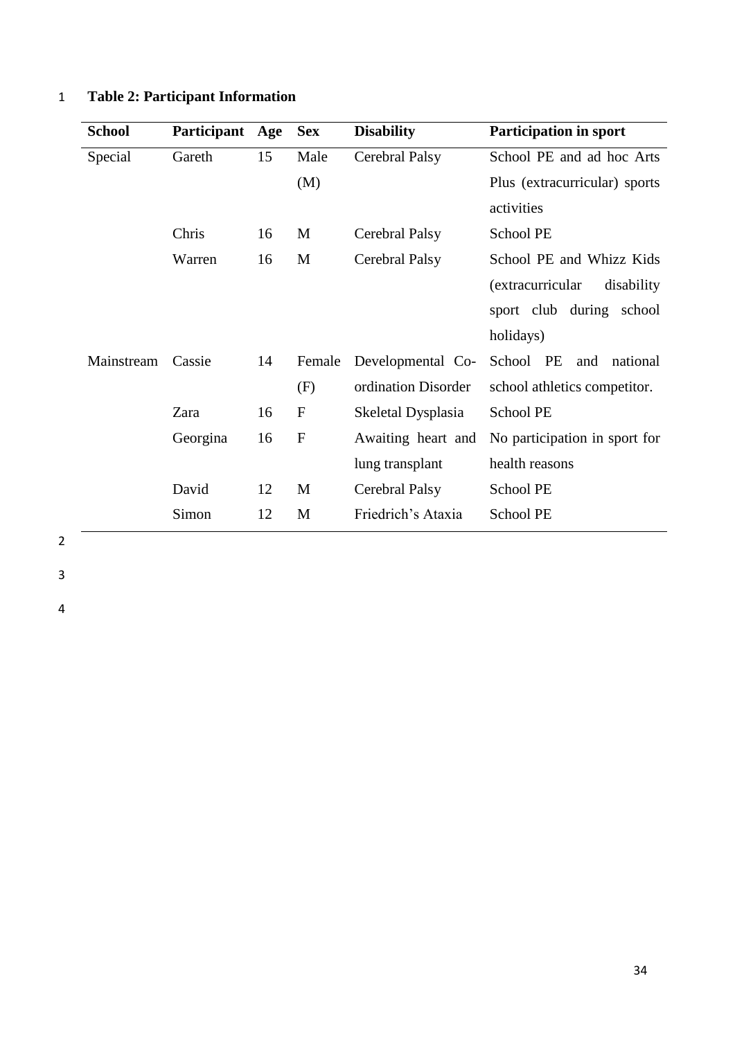**Table 2: Participant Information**

| School | Participant | Age | Sex | Disability | Participation in sport |
|---|---|---|---|---|---|
| Special | Gareth | 15 | Male (M) | Cerebral Palsy | School PE and ad hoc Arts Plus (extracurricular) sports activities |
| | Chris | 16 | M | Cerebral Palsy | School PE |
| | Warren | 16 | M | Cerebral Palsy | School PE and Whizz Kids (extracurricular disability sport club during school holidays) |
| Mainstream | Cassie | 14 | Female (F) | Developmental Co-ordination Disorder | School PE and national school athletics competitor. |
| | Zara | 16 | F | Skeletal Dysplasia | School PE |
| | Georgina | 16 | F | Awaiting heart and lung transplant | No participation in sport for health reasons |
| | David | 12 | M | Cerebral Palsy | School PE |
| | Simon | 12 | M | Friedrich's Ataxia | School PE |